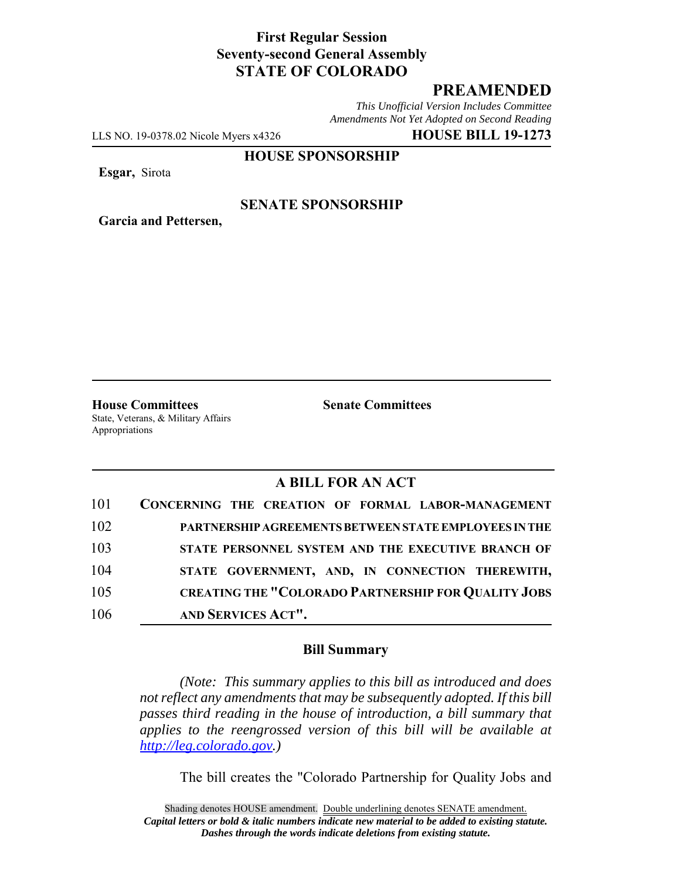**First Regular Session**
**Seventy-second General Assembly**
**STATE OF COLORADO**

# PREAMENDED

*This Unofficial Version Includes Committee Amendments Not Yet Adopted on Second Reading*

LLS NO. 19-0378.02 Nicole Myers x4326 **HOUSE BILL 19-1273**

**HOUSE SPONSORSHIP**

**Esgar,** Sirota

**SENATE SPONSORSHIP**

**Garcia and Pettersen,**

**House Committees**
State, Veterans, & Military Affairs
Appropriations

**Senate Committees**

## A BILL FOR AN ACT

101 **CONCERNING THE CREATION OF FORMAL LABOR-MANAGEMENT**
102 **PARTNERSHIP AGREEMENTS BETWEEN STATE EMPLOYEES IN THE**
103 **STATE PERSONNEL SYSTEM AND THE EXECUTIVE BRANCH OF**
104 **STATE GOVERNMENT, AND, IN CONNECTION THEREWITH,**
105 **CREATING THE "COLORADO PARTNERSHIP FOR QUALITY JOBS**
106 **AND SERVICES ACT".**

### Bill Summary

*(Note: This summary applies to this bill as introduced and does not reflect any amendments that may be subsequently adopted. If this bill passes third reading in the house of introduction, a bill summary that applies to the reengrossed version of this bill will be available at http://leg.colorado.gov.)*

The bill creates the "Colorado Partnership for Quality Jobs and

Shading denotes HOUSE amendment. Double underlining denotes SENATE amendment.
*Capital letters or bold & italic numbers indicate new material to be added to existing statute.*
*Dashes through the words indicate deletions from existing statute.*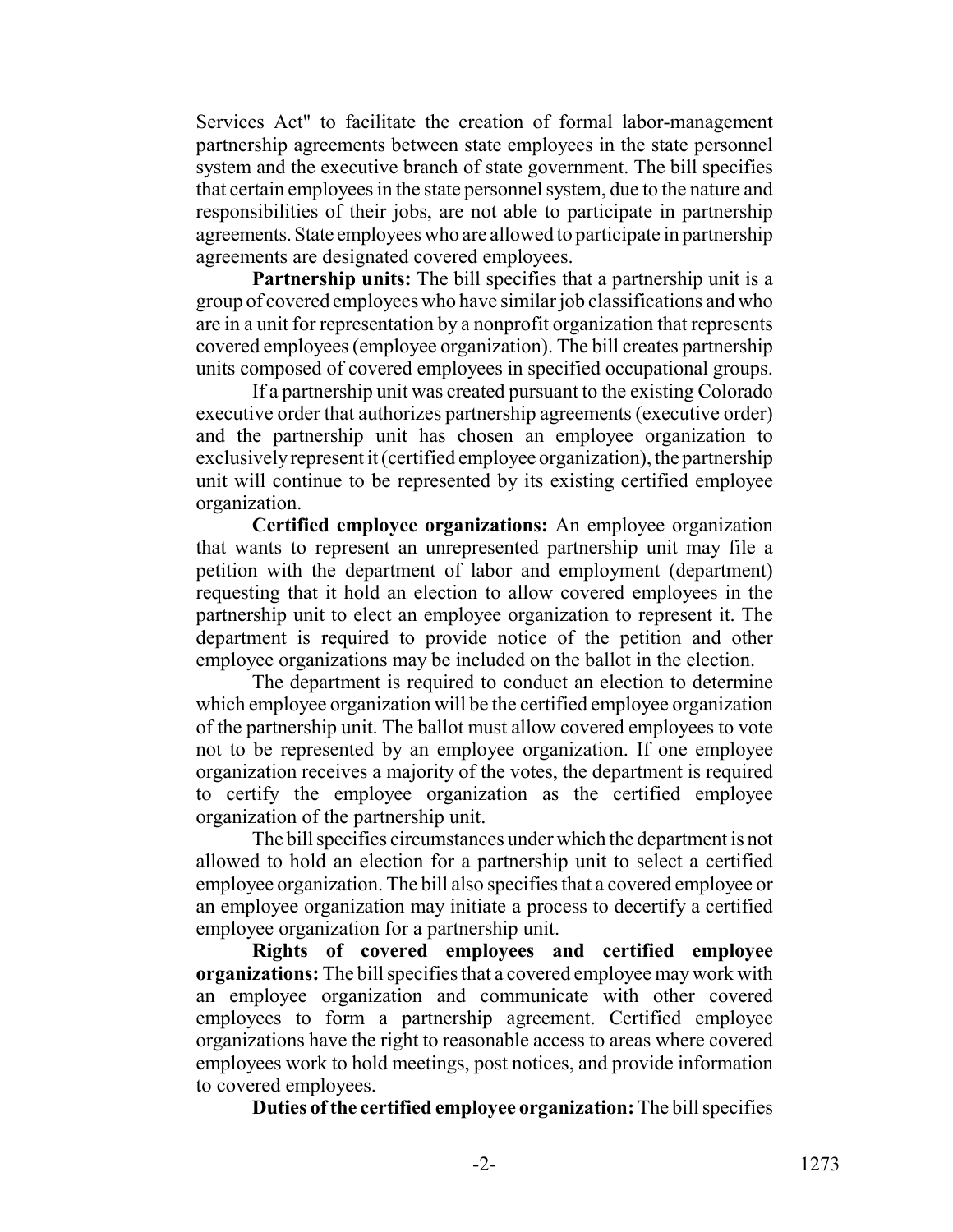Services Act" to facilitate the creation of formal labor-management partnership agreements between state employees in the state personnel system and the executive branch of state government. The bill specifies that certain employees in the state personnel system, due to the nature and responsibilities of their jobs, are not able to participate in partnership agreements. State employees who are allowed to participate in partnership agreements are designated covered employees.

**Partnership units:** The bill specifies that a partnership unit is a group of covered employees who have similar job classifications and who are in a unit for representation by a nonprofit organization that represents covered employees (employee organization). The bill creates partnership units composed of covered employees in specified occupational groups.

If a partnership unit was created pursuant to the existing Colorado executive order that authorizes partnership agreements (executive order) and the partnership unit has chosen an employee organization to exclusively represent it (certified employee organization), the partnership unit will continue to be represented by its existing certified employee organization.

**Certified employee organizations:** An employee organization that wants to represent an unrepresented partnership unit may file a petition with the department of labor and employment (department) requesting that it hold an election to allow covered employees in the partnership unit to elect an employee organization to represent it. The department is required to provide notice of the petition and other employee organizations may be included on the ballot in the election.

The department is required to conduct an election to determine which employee organization will be the certified employee organization of the partnership unit. The ballot must allow covered employees to vote not to be represented by an employee organization. If one employee organization receives a majority of the votes, the department is required to certify the employee organization as the certified employee organization of the partnership unit.

The bill specifies circumstances under which the department is not allowed to hold an election for a partnership unit to select a certified employee organization. The bill also specifies that a covered employee or an employee organization may initiate a process to decertify a certified employee organization for a partnership unit.

**Rights of covered employees and certified employee organizations:** The bill specifies that a covered employee may work with an employee organization and communicate with other covered employees to form a partnership agreement. Certified employee organizations have the right to reasonable access to areas where covered employees work to hold meetings, post notices, and provide information to covered employees.

**Duties of the certified employee organization:** The bill specifies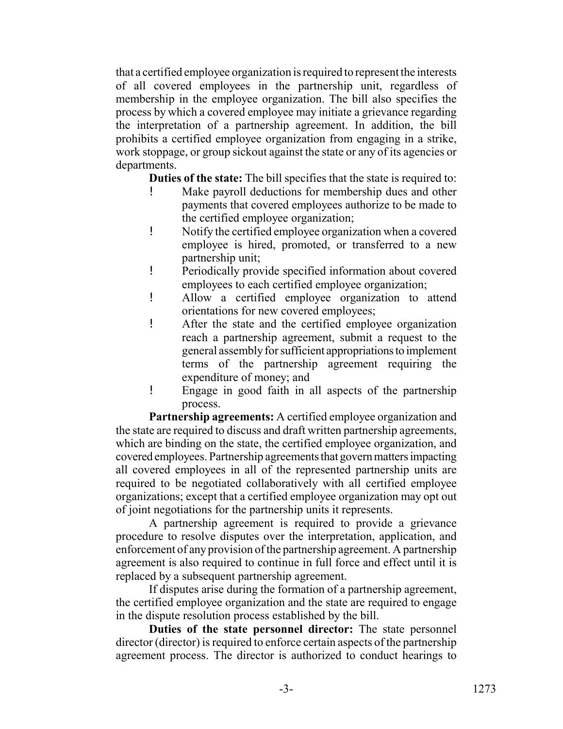that a certified employee organization is required to represent the interests of all covered employees in the partnership unit, regardless of membership in the employee organization. The bill also specifies the process by which a covered employee may initiate a grievance regarding the interpretation of a partnership agreement. In addition, the bill prohibits a certified employee organization from engaging in a strike, work stoppage, or group sickout against the state or any of its agencies or departments.

**Duties of the state:** The bill specifies that the state is required to:

- Make payroll deductions for membership dues and other payments that covered employees authorize to be made to the certified employee organization;
- Notify the certified employee organization when a covered employee is hired, promoted, or transferred to a new partnership unit;
- Periodically provide specified information about covered employees to each certified employee organization;
- Allow a certified employee organization to attend orientations for new covered employees;
- After the state and the certified employee organization reach a partnership agreement, submit a request to the general assembly for sufficient appropriations to implement terms of the partnership agreement requiring the expenditure of money; and
- Engage in good faith in all aspects of the partnership process.

**Partnership agreements:** A certified employee organization and the state are required to discuss and draft written partnership agreements, which are binding on the state, the certified employee organization, and covered employees. Partnership agreements that govern matters impacting all covered employees in all of the represented partnership units are required to be negotiated collaboratively with all certified employee organizations; except that a certified employee organization may opt out of joint negotiations for the partnership units it represents.

A partnership agreement is required to provide a grievance procedure to resolve disputes over the interpretation, application, and enforcement of any provision of the partnership agreement. A partnership agreement is also required to continue in full force and effect until it is replaced by a subsequent partnership agreement.

If disputes arise during the formation of a partnership agreement, the certified employee organization and the state are required to engage in the dispute resolution process established by the bill.

**Duties of the state personnel director:** The state personnel director (director) is required to enforce certain aspects of the partnership agreement process. The director is authorized to conduct hearings to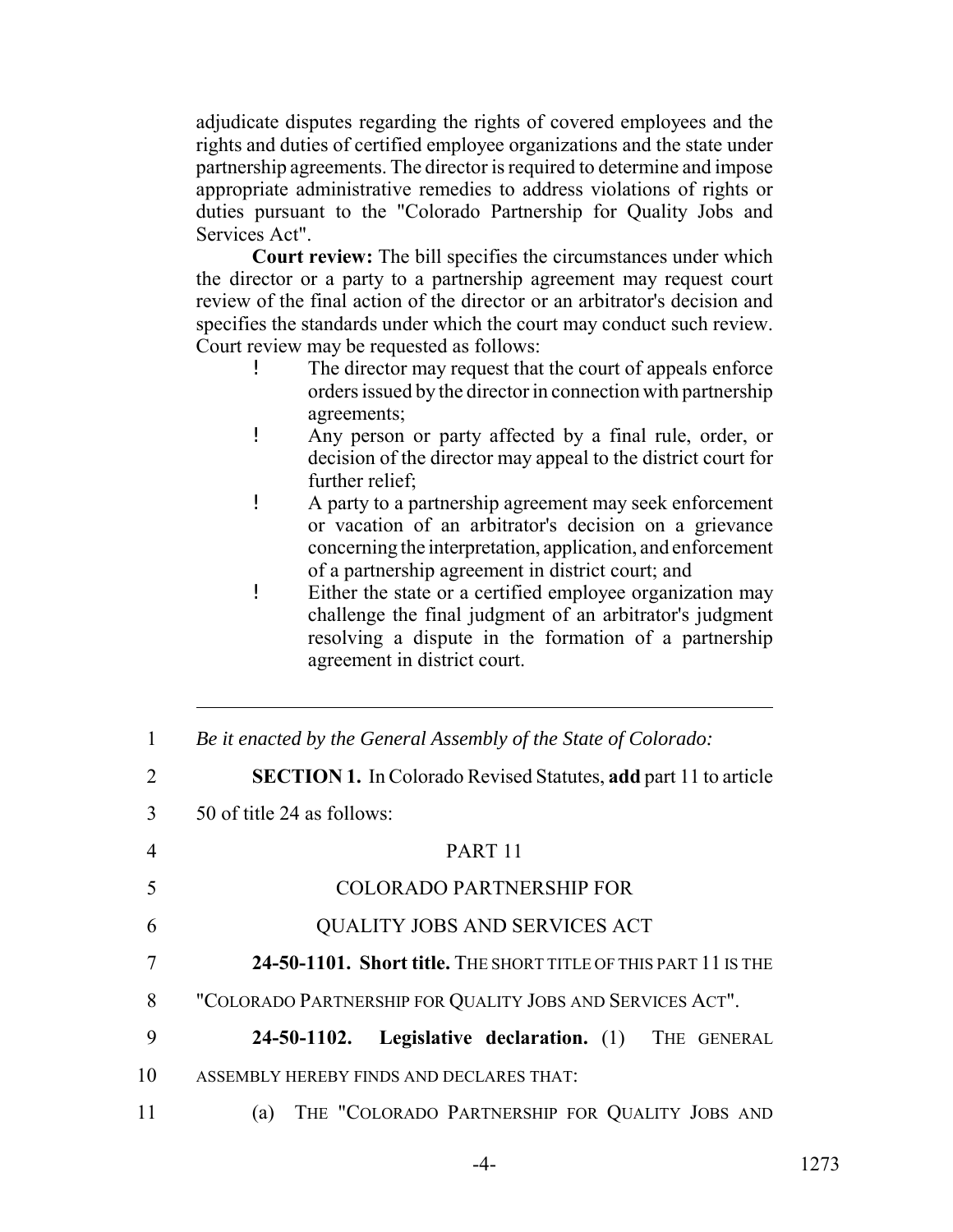adjudicate disputes regarding the rights of covered employees and the rights and duties of certified employee organizations and the state under partnership agreements. The director is required to determine and impose appropriate administrative remedies to address violations of rights or duties pursuant to the "Colorado Partnership for Quality Jobs and Services Act".

**Court review:** The bill specifies the circumstances under which the director or a party to a partnership agreement may request court review of the final action of the director or an arbitrator's decision and specifies the standards under which the court may conduct such review. Court review may be requested as follows:

- The director may request that the court of appeals enforce orders issued by the director in connection with partnership agreements;
- Any person or party affected by a final rule, order, or decision of the director may appeal to the district court for further relief;
- A party to a partnership agreement may seek enforcement or vacation of an arbitrator's decision on a grievance concerning the interpretation, application, and enforcement of a partnership agreement in district court; and
- Either the state or a certified employee organization may challenge the final judgment of an arbitrator's judgment resolving a dispute in the formation of a partnership agreement in district court.

---

1 *Be it enacted by the General Assembly of the State of Colorado:*

2 **SECTION 1.** In Colorado Revised Statutes, **add** part 11 to article
3 50 of title 24 as follows:

4 PART 11

5 COLORADO PARTNERSHIP FOR

6 QUALITY JOBS AND SERVICES ACT

7 **24-50-1101. Short title.** THE SHORT TITLE OF THIS PART 11 IS THE
8 "COLORADO PARTNERSHIP FOR QUALITY JOBS AND SERVICES ACT".

9 **24-50-1102. Legislative declaration.** (1) THE GENERAL
10 ASSEMBLY HEREBY FINDS AND DECLARES THAT:

11 (a) THE "COLORADO PARTNERSHIP FOR QUALITY JOBS AND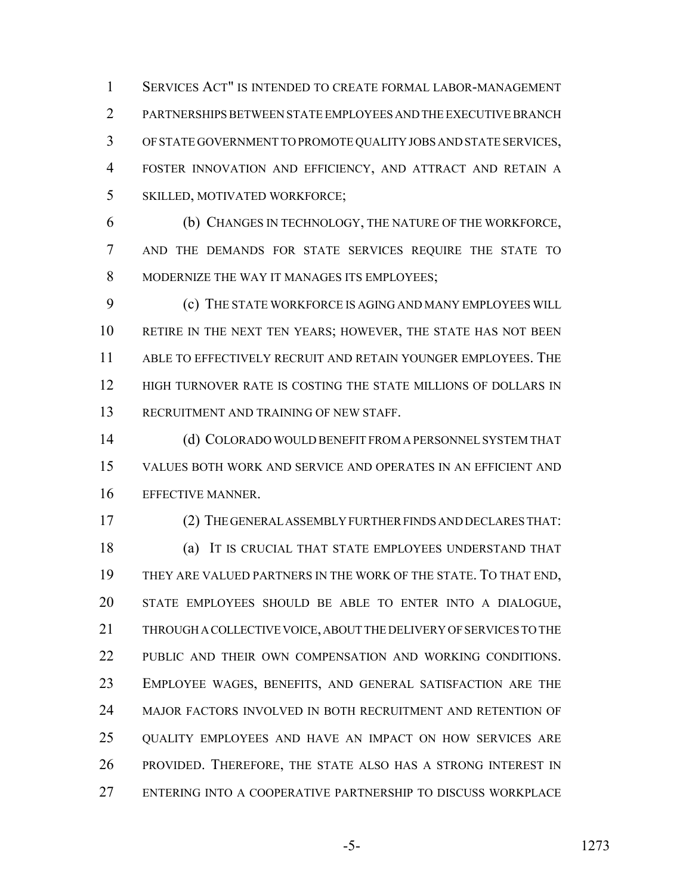SERVICES ACT" IS INTENDED TO CREATE FORMAL LABOR-MANAGEMENT PARTNERSHIPS BETWEEN STATE EMPLOYEES AND THE EXECUTIVE BRANCH OF STATE GOVERNMENT TO PROMOTE QUALITY JOBS AND STATE SERVICES, FOSTER INNOVATION AND EFFICIENCY, AND ATTRACT AND RETAIN A SKILLED, MOTIVATED WORKFORCE;

(b) CHANGES IN TECHNOLOGY, THE NATURE OF THE WORKFORCE, AND THE DEMANDS FOR STATE SERVICES REQUIRE THE STATE TO MODERNIZE THE WAY IT MANAGES ITS EMPLOYEES;

(c) THE STATE WORKFORCE IS AGING AND MANY EMPLOYEES WILL RETIRE IN THE NEXT TEN YEARS; HOWEVER, THE STATE HAS NOT BEEN ABLE TO EFFECTIVELY RECRUIT AND RETAIN YOUNGER EMPLOYEES. THE HIGH TURNOVER RATE IS COSTING THE STATE MILLIONS OF DOLLARS IN RECRUITMENT AND TRAINING OF NEW STAFF.

(d) COLORADO WOULD BENEFIT FROM A PERSONNEL SYSTEM THAT VALUES BOTH WORK AND SERVICE AND OPERATES IN AN EFFICIENT AND EFFECTIVE MANNER.

(2) THE GENERAL ASSEMBLY FURTHER FINDS AND DECLARES THAT:

(a) IT IS CRUCIAL THAT STATE EMPLOYEES UNDERSTAND THAT THEY ARE VALUED PARTNERS IN THE WORK OF THE STATE. TO THAT END, STATE EMPLOYEES SHOULD BE ABLE TO ENTER INTO A DIALOGUE, THROUGH A COLLECTIVE VOICE, ABOUT THE DELIVERY OF SERVICES TO THE PUBLIC AND THEIR OWN COMPENSATION AND WORKING CONDITIONS. EMPLOYEE WAGES, BENEFITS, AND GENERAL SATISFACTION ARE THE MAJOR FACTORS INVOLVED IN BOTH RECRUITMENT AND RETENTION OF QUALITY EMPLOYEES AND HAVE AN IMPACT ON HOW SERVICES ARE PROVIDED. THEREFORE, THE STATE ALSO HAS A STRONG INTEREST IN ENTERING INTO A COOPERATIVE PARTNERSHIP TO DISCUSS WORKPLACE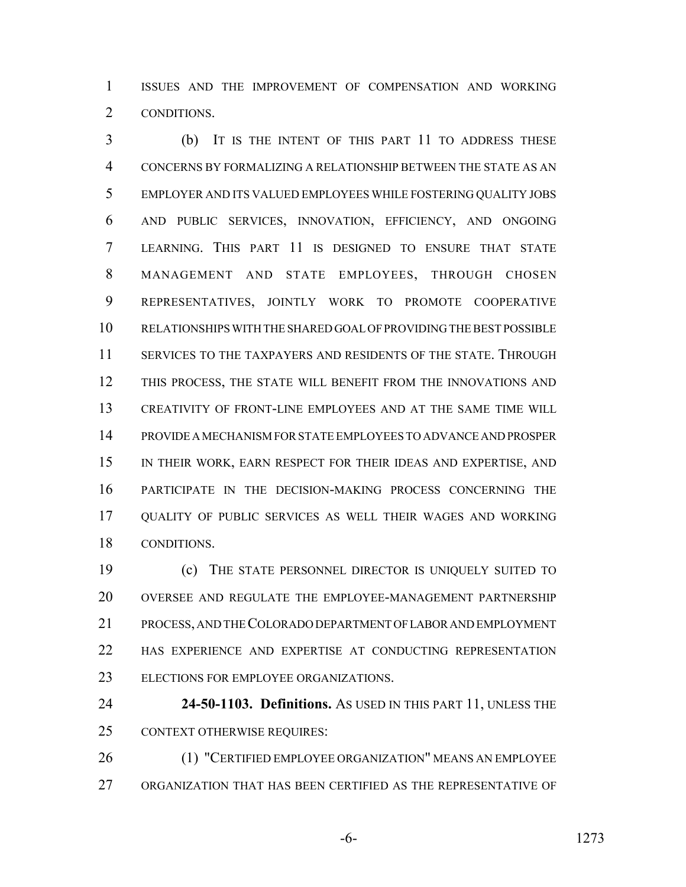ISSUES AND THE IMPROVEMENT OF COMPENSATION AND WORKING CONDITIONS.

(b) IT IS THE INTENT OF THIS PART 11 TO ADDRESS THESE CONCERNS BY FORMALIZING A RELATIONSHIP BETWEEN THE STATE AS AN EMPLOYER AND ITS VALUED EMPLOYEES WHILE FOSTERING QUALITY JOBS AND PUBLIC SERVICES, INNOVATION, EFFICIENCY, AND ONGOING LEARNING. THIS PART 11 IS DESIGNED TO ENSURE THAT STATE MANAGEMENT AND STATE EMPLOYEES, THROUGH CHOSEN REPRESENTATIVES, JOINTLY WORK TO PROMOTE COOPERATIVE RELATIONSHIPS WITH THE SHARED GOAL OF PROVIDING THE BEST POSSIBLE SERVICES TO THE TAXPAYERS AND RESIDENTS OF THE STATE. THROUGH THIS PROCESS, THE STATE WILL BENEFIT FROM THE INNOVATIONS AND CREATIVITY OF FRONT-LINE EMPLOYEES AND AT THE SAME TIME WILL PROVIDE A MECHANISM FOR STATE EMPLOYEES TO ADVANCE AND PROSPER IN THEIR WORK, EARN RESPECT FOR THEIR IDEAS AND EXPERTISE, AND PARTICIPATE IN THE DECISION-MAKING PROCESS CONCERNING THE QUALITY OF PUBLIC SERVICES AS WELL THEIR WAGES AND WORKING CONDITIONS.

(c) THE STATE PERSONNEL DIRECTOR IS UNIQUELY SUITED TO OVERSEE AND REGULATE THE EMPLOYEE-MANAGEMENT PARTNERSHIP PROCESS, AND THE COLORADO DEPARTMENT OF LABOR AND EMPLOYMENT HAS EXPERIENCE AND EXPERTISE AT CONDUCTING REPRESENTATION ELECTIONS FOR EMPLOYEE ORGANIZATIONS.

**24-50-1103. Definitions.** AS USED IN THIS PART 11, UNLESS THE CONTEXT OTHERWISE REQUIRES:

(1) "CERTIFIED EMPLOYEE ORGANIZATION" MEANS AN EMPLOYEE ORGANIZATION THAT HAS BEEN CERTIFIED AS THE REPRESENTATIVE OF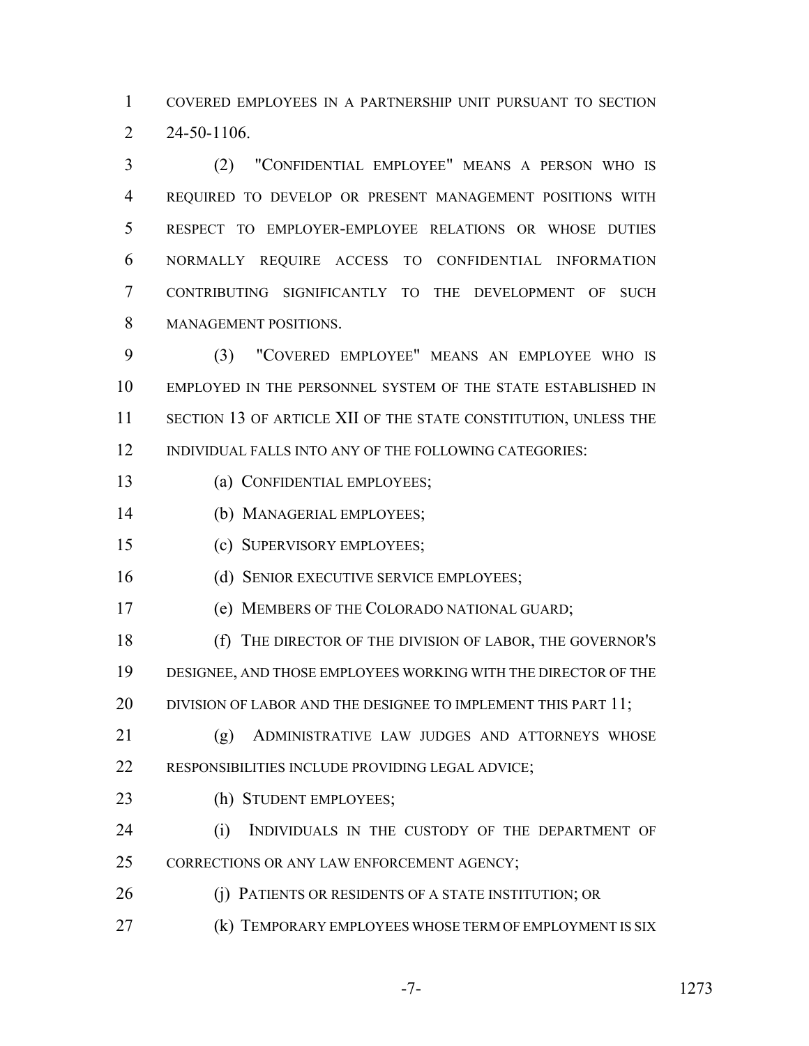COVERED EMPLOYEES IN A PARTNERSHIP UNIT PURSUANT TO SECTION 24-50-1106.

(2) "CONFIDENTIAL EMPLOYEE" MEANS A PERSON WHO IS REQUIRED TO DEVELOP OR PRESENT MANAGEMENT POSITIONS WITH RESPECT TO EMPLOYER-EMPLOYEE RELATIONS OR WHOSE DUTIES NORMALLY REQUIRE ACCESS TO CONFIDENTIAL INFORMATION CONTRIBUTING SIGNIFICANTLY TO THE DEVELOPMENT OF SUCH MANAGEMENT POSITIONS.

(3) "COVERED EMPLOYEE" MEANS AN EMPLOYEE WHO IS EMPLOYED IN THE PERSONNEL SYSTEM OF THE STATE ESTABLISHED IN SECTION 13 OF ARTICLE XII OF THE STATE CONSTITUTION, UNLESS THE INDIVIDUAL FALLS INTO ANY OF THE FOLLOWING CATEGORIES:

(a) CONFIDENTIAL EMPLOYEES;

(b) MANAGERIAL EMPLOYEES;

(c) SUPERVISORY EMPLOYEES;

(d) SENIOR EXECUTIVE SERVICE EMPLOYEES;

(e) MEMBERS OF THE COLORADO NATIONAL GUARD;

(f) THE DIRECTOR OF THE DIVISION OF LABOR, THE GOVERNOR'S DESIGNEE, AND THOSE EMPLOYEES WORKING WITH THE DIRECTOR OF THE DIVISION OF LABOR AND THE DESIGNEE TO IMPLEMENT THIS PART 11;

(g) ADMINISTRATIVE LAW JUDGES AND ATTORNEYS WHOSE RESPONSIBILITIES INCLUDE PROVIDING LEGAL ADVICE;

(h) STUDENT EMPLOYEES;

(i) INDIVIDUALS IN THE CUSTODY OF THE DEPARTMENT OF CORRECTIONS OR ANY LAW ENFORCEMENT AGENCY;

(j) PATIENTS OR RESIDENTS OF A STATE INSTITUTION; OR

(k) TEMPORARY EMPLOYEES WHOSE TERM OF EMPLOYMENT IS SIX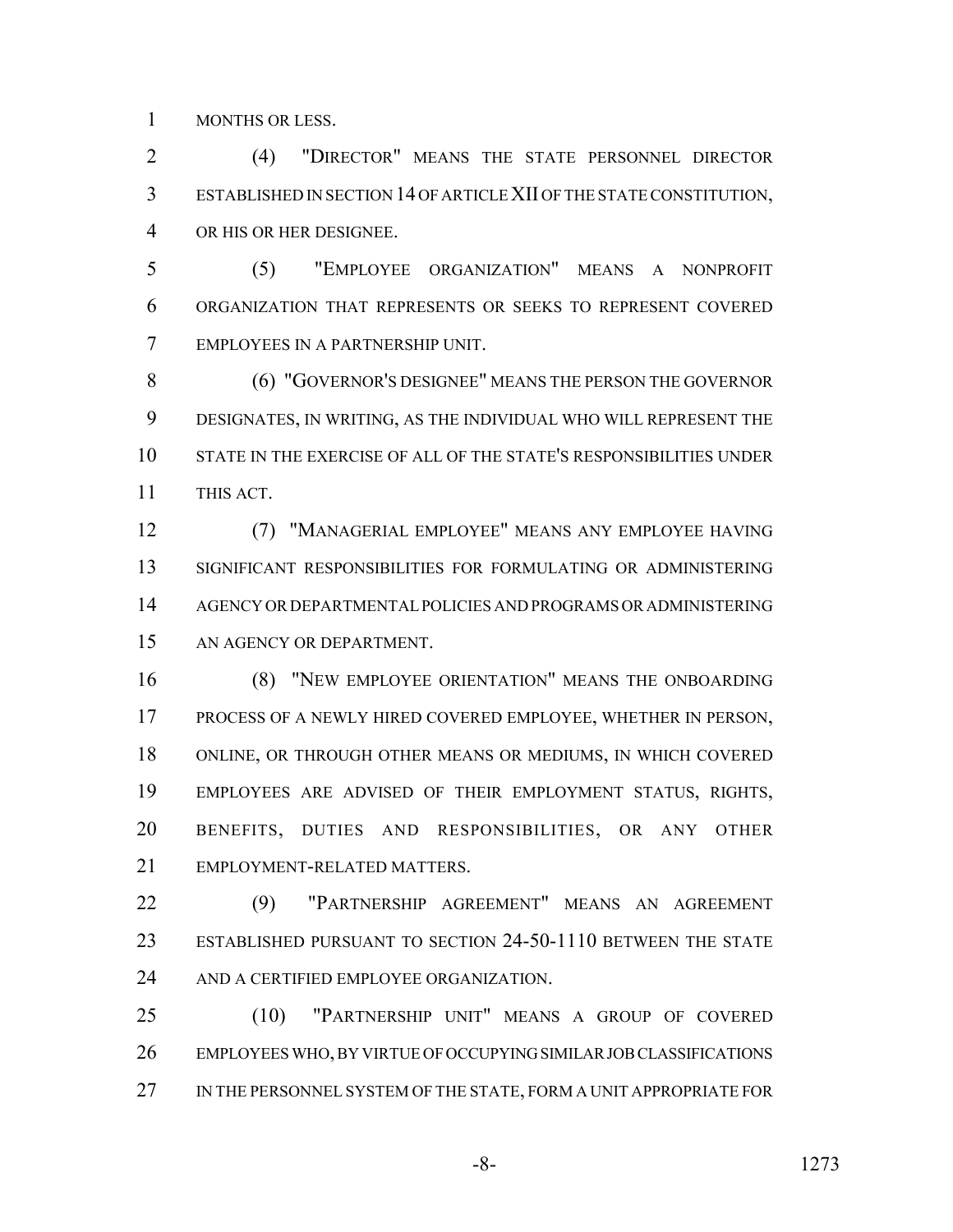MONTHS OR LESS.

(4) "DIRECTOR" MEANS THE STATE PERSONNEL DIRECTOR ESTABLISHED IN SECTION 14 OF ARTICLE XII OF THE STATE CONSTITUTION, OR HIS OR HER DESIGNEE.

(5) "EMPLOYEE ORGANIZATION" MEANS A NONPROFIT ORGANIZATION THAT REPRESENTS OR SEEKS TO REPRESENT COVERED EMPLOYEES IN A PARTNERSHIP UNIT.

(6) "GOVERNOR'S DESIGNEE" MEANS THE PERSON THE GOVERNOR DESIGNATES, IN WRITING, AS THE INDIVIDUAL WHO WILL REPRESENT THE STATE IN THE EXERCISE OF ALL OF THE STATE'S RESPONSIBILITIES UNDER THIS ACT.

(7) "MANAGERIAL EMPLOYEE" MEANS ANY EMPLOYEE HAVING SIGNIFICANT RESPONSIBILITIES FOR FORMULATING OR ADMINISTERING AGENCY OR DEPARTMENTAL POLICIES AND PROGRAMS OR ADMINISTERING AN AGENCY OR DEPARTMENT.

(8) "NEW EMPLOYEE ORIENTATION" MEANS THE ONBOARDING PROCESS OF A NEWLY HIRED COVERED EMPLOYEE, WHETHER IN PERSON, ONLINE, OR THROUGH OTHER MEANS OR MEDIUMS, IN WHICH COVERED EMPLOYEES ARE ADVISED OF THEIR EMPLOYMENT STATUS, RIGHTS, BENEFITS, DUTIES AND RESPONSIBILITIES, OR ANY OTHER EMPLOYMENT-RELATED MATTERS.

(9) "PARTNERSHIP AGREEMENT" MEANS AN AGREEMENT ESTABLISHED PURSUANT TO SECTION 24-50-1110 BETWEEN THE STATE AND A CERTIFIED EMPLOYEE ORGANIZATION.

(10) "PARTNERSHIP UNIT" MEANS A GROUP OF COVERED EMPLOYEES WHO, BY VIRTUE OF OCCUPYING SIMILAR JOB CLASSIFICATIONS IN THE PERSONNEL SYSTEM OF THE STATE, FORM A UNIT APPROPRIATE FOR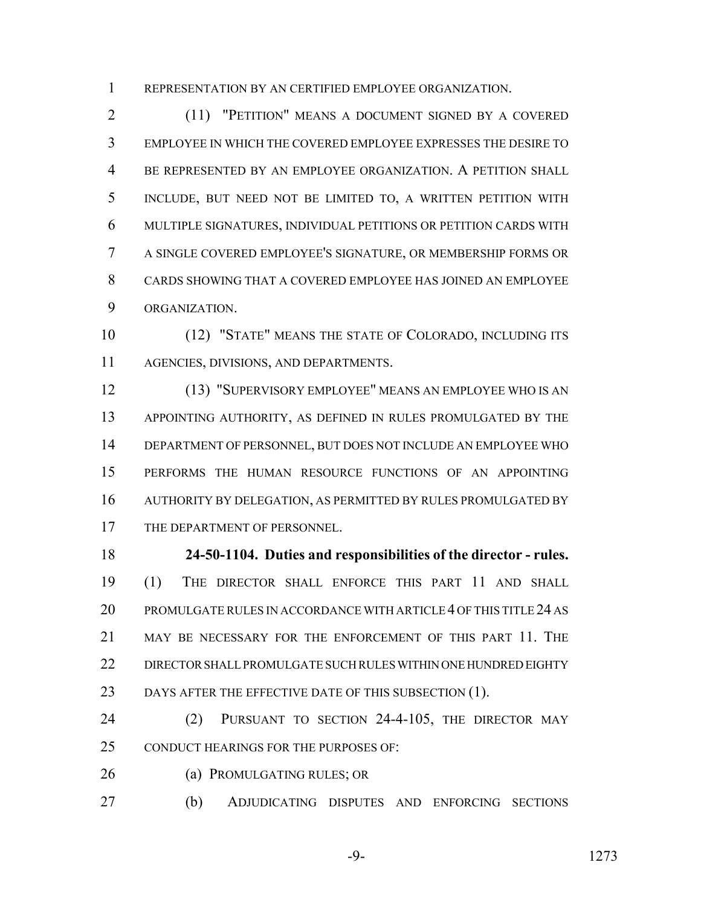REPRESENTATION BY AN CERTIFIED EMPLOYEE ORGANIZATION.

(11) "PETITION" MEANS A DOCUMENT SIGNED BY A COVERED EMPLOYEE IN WHICH THE COVERED EMPLOYEE EXPRESSES THE DESIRE TO BE REPRESENTED BY AN EMPLOYEE ORGANIZATION. A PETITION SHALL INCLUDE, BUT NEED NOT BE LIMITED TO, A WRITTEN PETITION WITH MULTIPLE SIGNATURES, INDIVIDUAL PETITIONS OR PETITION CARDS WITH A SINGLE COVERED EMPLOYEE'S SIGNATURE, OR MEMBERSHIP FORMS OR CARDS SHOWING THAT A COVERED EMPLOYEE HAS JOINED AN EMPLOYEE ORGANIZATION.

(12) "STATE" MEANS THE STATE OF COLORADO, INCLUDING ITS AGENCIES, DIVISIONS, AND DEPARTMENTS.

(13) "SUPERVISORY EMPLOYEE" MEANS AN EMPLOYEE WHO IS AN APPOINTING AUTHORITY, AS DEFINED IN RULES PROMULGATED BY THE DEPARTMENT OF PERSONNEL, BUT DOES NOT INCLUDE AN EMPLOYEE WHO PERFORMS THE HUMAN RESOURCE FUNCTIONS OF AN APPOINTING AUTHORITY BY DELEGATION, AS PERMITTED BY RULES PROMULGATED BY THE DEPARTMENT OF PERSONNEL.

**24-50-1104. Duties and responsibilities of the director - rules.** (1) THE DIRECTOR SHALL ENFORCE THIS PART 11 AND SHALL PROMULGATE RULES IN ACCORDANCE WITH ARTICLE 4 OF THIS TITLE 24 AS MAY BE NECESSARY FOR THE ENFORCEMENT OF THIS PART 11. THE DIRECTOR SHALL PROMULGATE SUCH RULES WITHIN ONE HUNDRED EIGHTY DAYS AFTER THE EFFECTIVE DATE OF THIS SUBSECTION (1).

(2) PURSUANT TO SECTION 24-4-105, THE DIRECTOR MAY CONDUCT HEARINGS FOR THE PURPOSES OF:

(a) PROMULGATING RULES; OR

(b) ADJUDICATING DISPUTES AND ENFORCING SECTIONS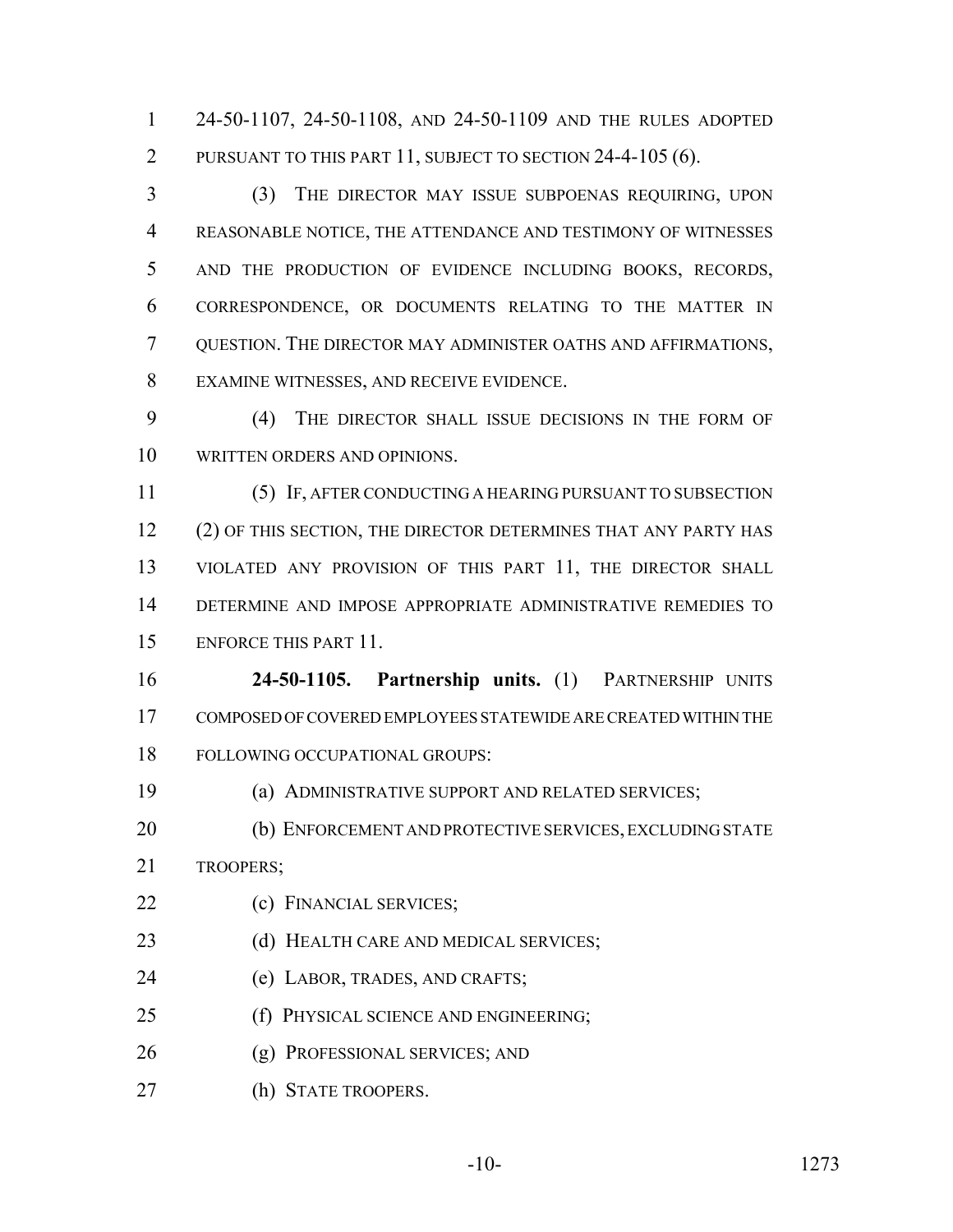24-50-1107, 24-50-1108, AND 24-50-1109 AND THE RULES ADOPTED PURSUANT TO THIS PART 11, SUBJECT TO SECTION 24-4-105 (6).

(3) THE DIRECTOR MAY ISSUE SUBPOENAS REQUIRING, UPON REASONABLE NOTICE, THE ATTENDANCE AND TESTIMONY OF WITNESSES AND THE PRODUCTION OF EVIDENCE INCLUDING BOOKS, RECORDS, CORRESPONDENCE, OR DOCUMENTS RELATING TO THE MATTER IN QUESTION. THE DIRECTOR MAY ADMINISTER OATHS AND AFFIRMATIONS, EXAMINE WITNESSES, AND RECEIVE EVIDENCE.

(4) THE DIRECTOR SHALL ISSUE DECISIONS IN THE FORM OF WRITTEN ORDERS AND OPINIONS.

(5) IF, AFTER CONDUCTING A HEARING PURSUANT TO SUBSECTION (2) OF THIS SECTION, THE DIRECTOR DETERMINES THAT ANY PARTY HAS VIOLATED ANY PROVISION OF THIS PART 11, THE DIRECTOR SHALL DETERMINE AND IMPOSE APPROPRIATE ADMINISTRATIVE REMEDIES TO ENFORCE THIS PART 11.

**24-50-1105. Partnership units.** (1) PARTNERSHIP UNITS COMPOSED OF COVERED EMPLOYEES STATEWIDE ARE CREATED WITHIN THE FOLLOWING OCCUPATIONAL GROUPS:

(a) ADMINISTRATIVE SUPPORT AND RELATED SERVICES;

(b) ENFORCEMENT AND PROTECTIVE SERVICES, EXCLUDING STATE TROOPERS;

(c) FINANCIAL SERVICES;

(d) HEALTH CARE AND MEDICAL SERVICES;

(e) LABOR, TRADES, AND CRAFTS;

(f) PHYSICAL SCIENCE AND ENGINEERING;

(g) PROFESSIONAL SERVICES; AND

(h) STATE TROOPERS.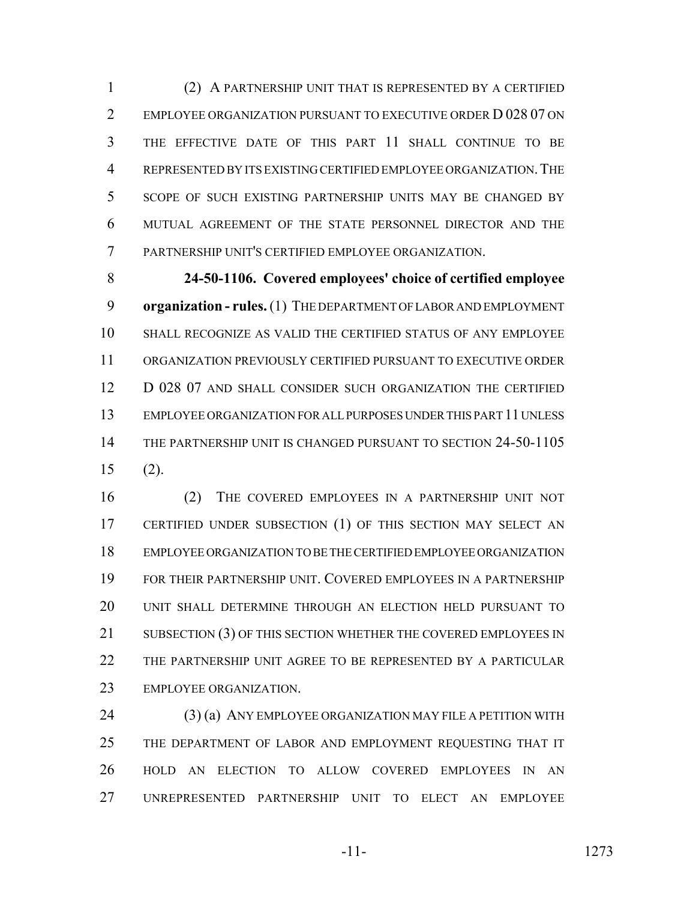(2) A PARTNERSHIP UNIT THAT IS REPRESENTED BY A CERTIFIED EMPLOYEE ORGANIZATION PURSUANT TO EXECUTIVE ORDER D 028 07 ON THE EFFECTIVE DATE OF THIS PART 11 SHALL CONTINUE TO BE REPRESENTED BY ITS EXISTING CERTIFIED EMPLOYEE ORGANIZATION. THE SCOPE OF SUCH EXISTING PARTNERSHIP UNITS MAY BE CHANGED BY MUTUAL AGREEMENT OF THE STATE PERSONNEL DIRECTOR AND THE PARTNERSHIP UNIT'S CERTIFIED EMPLOYEE ORGANIZATION.

**24-50-1106. Covered employees' choice of certified employee organization - rules.** (1) THE DEPARTMENT OF LABOR AND EMPLOYMENT SHALL RECOGNIZE AS VALID THE CERTIFIED STATUS OF ANY EMPLOYEE ORGANIZATION PREVIOUSLY CERTIFIED PURSUANT TO EXECUTIVE ORDER D 028 07 AND SHALL CONSIDER SUCH ORGANIZATION THE CERTIFIED EMPLOYEE ORGANIZATION FOR ALL PURPOSES UNDER THIS PART 11 UNLESS THE PARTNERSHIP UNIT IS CHANGED PURSUANT TO SECTION 24-50-1105 (2).

(2) THE COVERED EMPLOYEES IN A PARTNERSHIP UNIT NOT CERTIFIED UNDER SUBSECTION (1) OF THIS SECTION MAY SELECT AN EMPLOYEE ORGANIZATION TO BE THE CERTIFIED EMPLOYEE ORGANIZATION FOR THEIR PARTNERSHIP UNIT. COVERED EMPLOYEES IN A PARTNERSHIP UNIT SHALL DETERMINE THROUGH AN ELECTION HELD PURSUANT TO SUBSECTION (3) OF THIS SECTION WHETHER THE COVERED EMPLOYEES IN THE PARTNERSHIP UNIT AGREE TO BE REPRESENTED BY A PARTICULAR EMPLOYEE ORGANIZATION.

(3) (a) ANY EMPLOYEE ORGANIZATION MAY FILE A PETITION WITH THE DEPARTMENT OF LABOR AND EMPLOYMENT REQUESTING THAT IT HOLD AN ELECTION TO ALLOW COVERED EMPLOYEES IN AN UNREPRESENTED PARTNERSHIP UNIT TO ELECT AN EMPLOYEE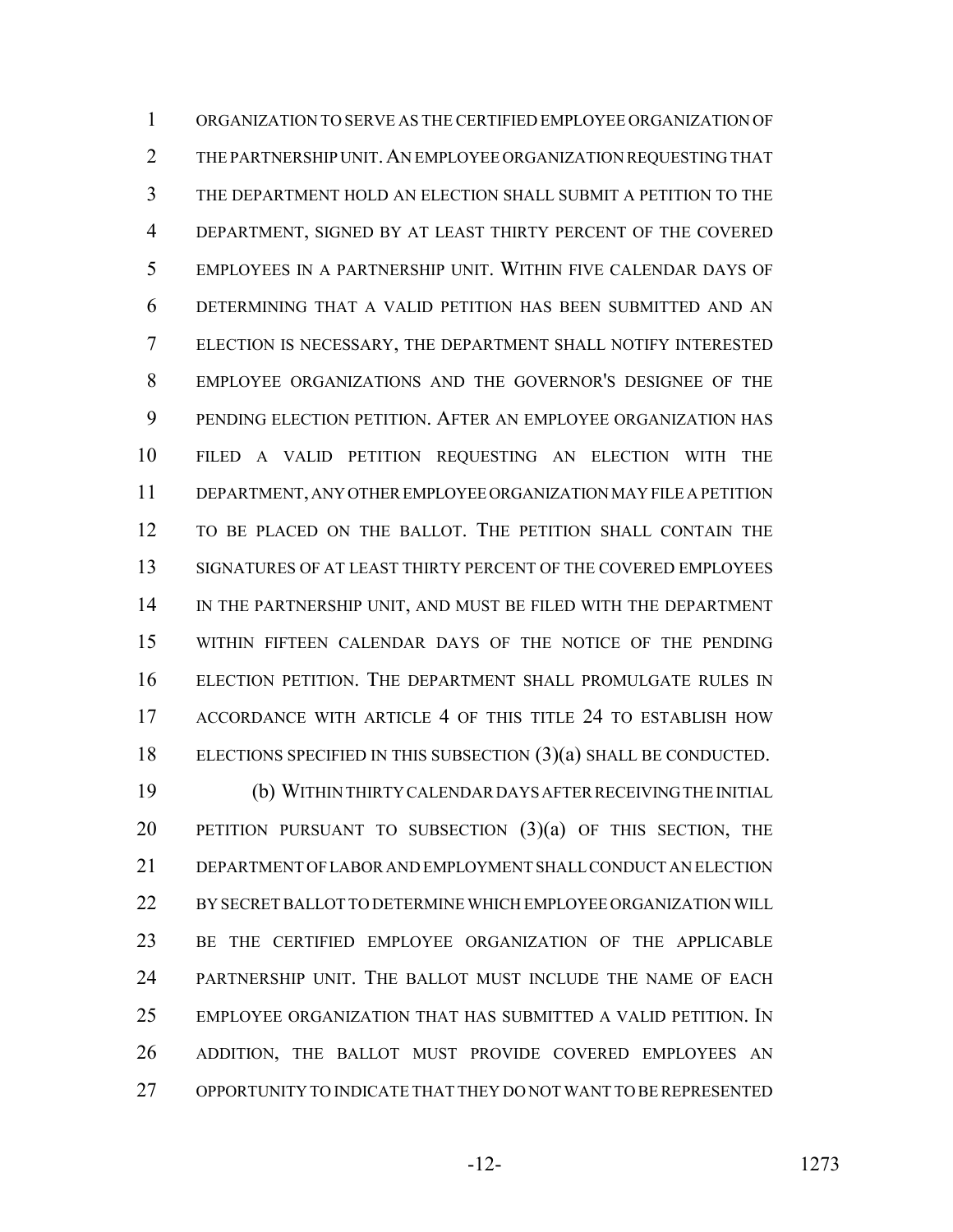ORGANIZATION TO SERVE AS THE CERTIFIED EMPLOYEE ORGANIZATION OF THE PARTNERSHIP UNIT. AN EMPLOYEE ORGANIZATION REQUESTING THAT THE DEPARTMENT HOLD AN ELECTION SHALL SUBMIT A PETITION TO THE DEPARTMENT, SIGNED BY AT LEAST THIRTY PERCENT OF THE COVERED EMPLOYEES IN A PARTNERSHIP UNIT. WITHIN FIVE CALENDAR DAYS OF DETERMINING THAT A VALID PETITION HAS BEEN SUBMITTED AND AN ELECTION IS NECESSARY, THE DEPARTMENT SHALL NOTIFY INTERESTED EMPLOYEE ORGANIZATIONS AND THE GOVERNOR'S DESIGNEE OF THE PENDING ELECTION PETITION. AFTER AN EMPLOYEE ORGANIZATION HAS FILED A VALID PETITION REQUESTING AN ELECTION WITH THE DEPARTMENT, ANY OTHER EMPLOYEE ORGANIZATION MAY FILE A PETITION TO BE PLACED ON THE BALLOT. THE PETITION SHALL CONTAIN THE SIGNATURES OF AT LEAST THIRTY PERCENT OF THE COVERED EMPLOYEES IN THE PARTNERSHIP UNIT, AND MUST BE FILED WITH THE DEPARTMENT WITHIN FIFTEEN CALENDAR DAYS OF THE NOTICE OF THE PENDING ELECTION PETITION. THE DEPARTMENT SHALL PROMULGATE RULES IN ACCORDANCE WITH ARTICLE 4 OF THIS TITLE 24 TO ESTABLISH HOW ELECTIONS SPECIFIED IN THIS SUBSECTION (3)(a) SHALL BE CONDUCTED.

(b) WITHIN THIRTY CALENDAR DAYS AFTER RECEIVING THE INITIAL PETITION PURSUANT TO SUBSECTION (3)(a) OF THIS SECTION, THE DEPARTMENT OF LABOR AND EMPLOYMENT SHALL CONDUCT AN ELECTION BY SECRET BALLOT TO DETERMINE WHICH EMPLOYEE ORGANIZATION WILL BE THE CERTIFIED EMPLOYEE ORGANIZATION OF THE APPLICABLE PARTNERSHIP UNIT. THE BALLOT MUST INCLUDE THE NAME OF EACH EMPLOYEE ORGANIZATION THAT HAS SUBMITTED A VALID PETITION. IN ADDITION, THE BALLOT MUST PROVIDE COVERED EMPLOYEES AN OPPORTUNITY TO INDICATE THAT THEY DO NOT WANT TO BE REPRESENTED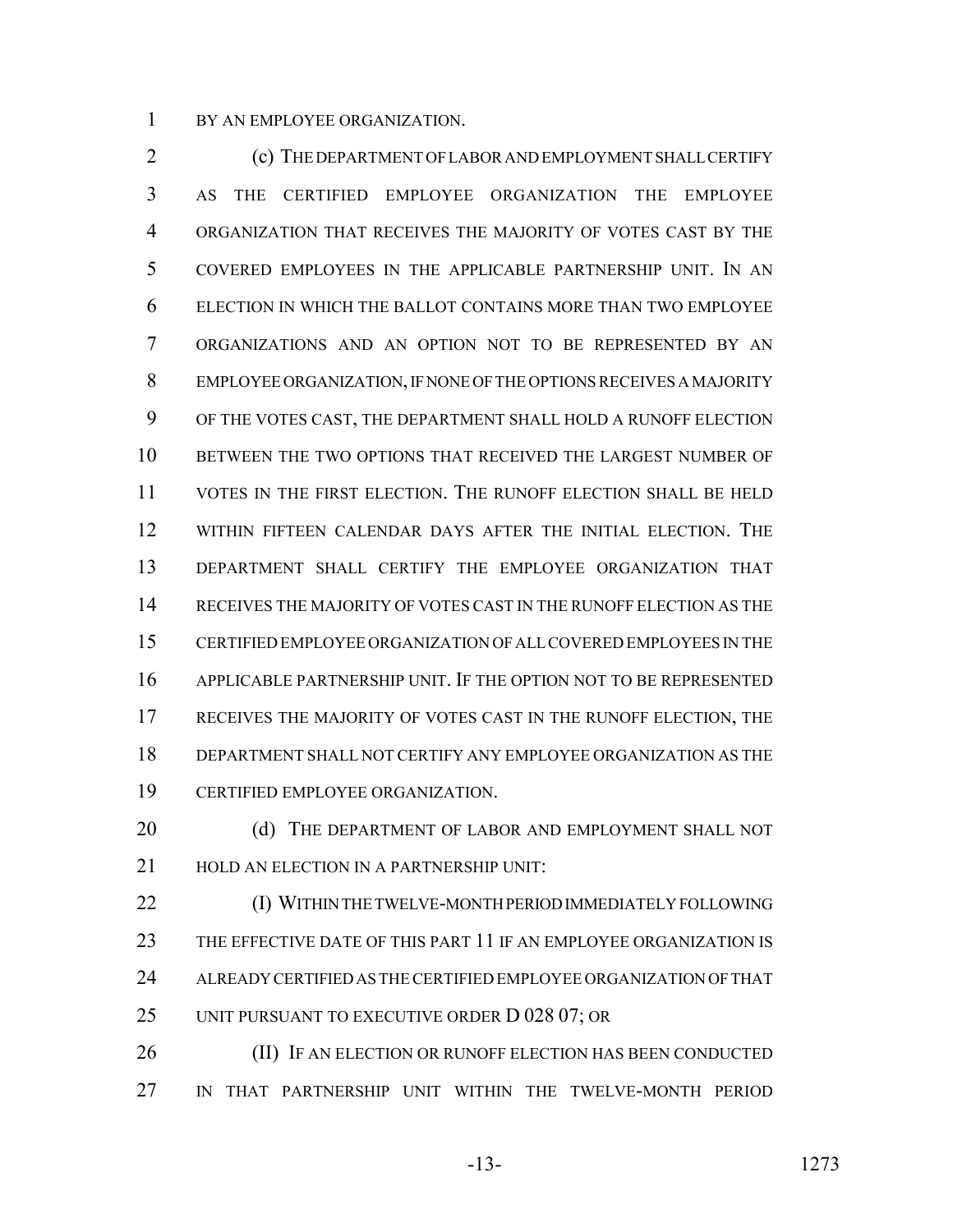BY AN EMPLOYEE ORGANIZATION.

(c) THE DEPARTMENT OF LABOR AND EMPLOYMENT SHALL CERTIFY AS THE CERTIFIED EMPLOYEE ORGANIZATION THE EMPLOYEE ORGANIZATION THAT RECEIVES THE MAJORITY OF VOTES CAST BY THE COVERED EMPLOYEES IN THE APPLICABLE PARTNERSHIP UNIT. IN AN ELECTION IN WHICH THE BALLOT CONTAINS MORE THAN TWO EMPLOYEE ORGANIZATIONS AND AN OPTION NOT TO BE REPRESENTED BY AN EMPLOYEE ORGANIZATION, IF NONE OF THE OPTIONS RECEIVES A MAJORITY OF THE VOTES CAST, THE DEPARTMENT SHALL HOLD A RUNOFF ELECTION BETWEEN THE TWO OPTIONS THAT RECEIVED THE LARGEST NUMBER OF VOTES IN THE FIRST ELECTION. THE RUNOFF ELECTION SHALL BE HELD WITHIN FIFTEEN CALENDAR DAYS AFTER THE INITIAL ELECTION. THE DEPARTMENT SHALL CERTIFY THE EMPLOYEE ORGANIZATION THAT RECEIVES THE MAJORITY OF VOTES CAST IN THE RUNOFF ELECTION AS THE CERTIFIED EMPLOYEE ORGANIZATION OF ALL COVERED EMPLOYEES IN THE APPLICABLE PARTNERSHIP UNIT. IF THE OPTION NOT TO BE REPRESENTED RECEIVES THE MAJORITY OF VOTES CAST IN THE RUNOFF ELECTION, THE DEPARTMENT SHALL NOT CERTIFY ANY EMPLOYEE ORGANIZATION AS THE CERTIFIED EMPLOYEE ORGANIZATION.

(d) THE DEPARTMENT OF LABOR AND EMPLOYMENT SHALL NOT HOLD AN ELECTION IN A PARTNERSHIP UNIT:

(I) WITHIN THE TWELVE-MONTH PERIOD IMMEDIATELY FOLLOWING THE EFFECTIVE DATE OF THIS PART 11 IF AN EMPLOYEE ORGANIZATION IS ALREADY CERTIFIED AS THE CERTIFIED EMPLOYEE ORGANIZATION OF THAT UNIT PURSUANT TO EXECUTIVE ORDER D 028 07; OR

(II) IF AN ELECTION OR RUNOFF ELECTION HAS BEEN CONDUCTED IN THAT PARTNERSHIP UNIT WITHIN THE TWELVE-MONTH PERIOD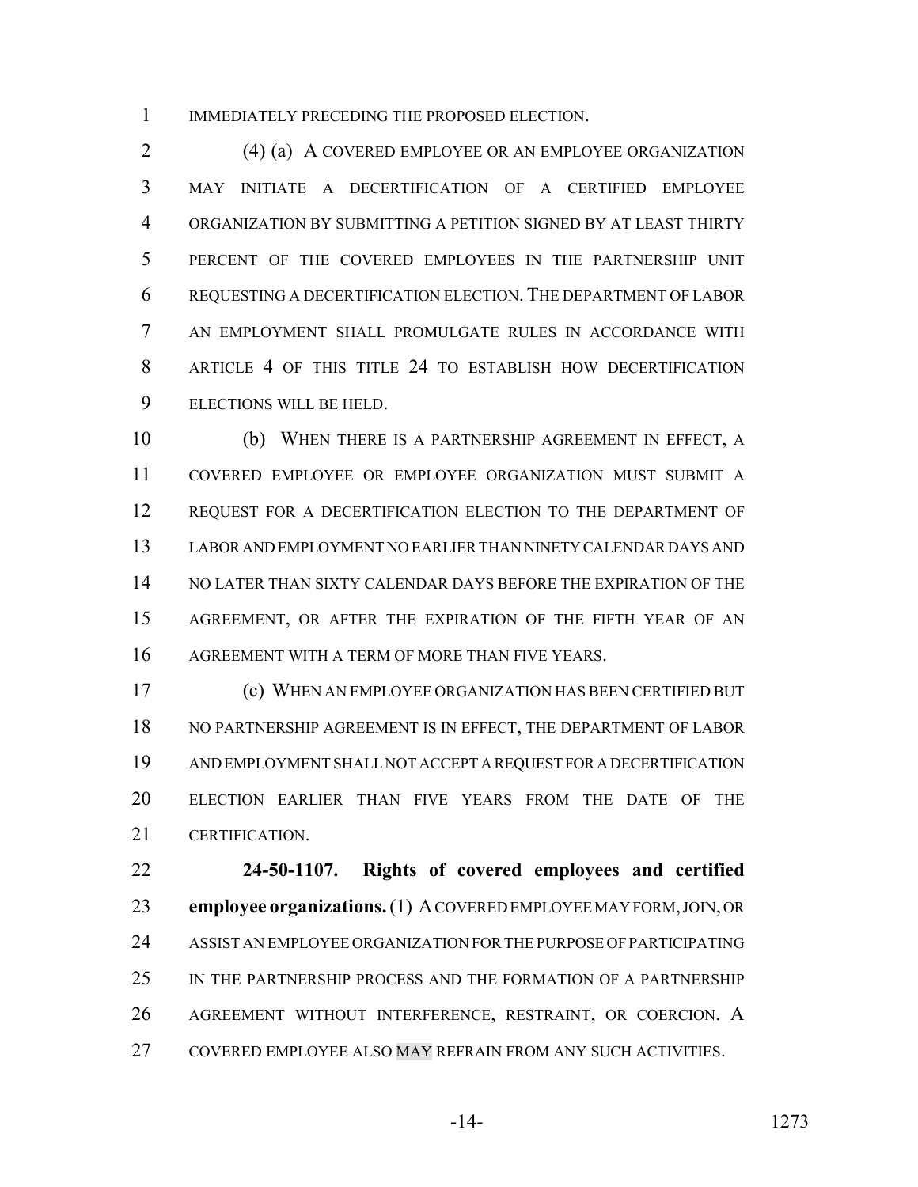IMMEDIATELY PRECEDING THE PROPOSED ELECTION.

(4) (a) A COVERED EMPLOYEE OR AN EMPLOYEE ORGANIZATION MAY INITIATE A DECERTIFICATION OF A CERTIFIED EMPLOYEE ORGANIZATION BY SUBMITTING A PETITION SIGNED BY AT LEAST THIRTY PERCENT OF THE COVERED EMPLOYEES IN THE PARTNERSHIP UNIT REQUESTING A DECERTIFICATION ELECTION. THE DEPARTMENT OF LABOR AN EMPLOYMENT SHALL PROMULGATE RULES IN ACCORDANCE WITH ARTICLE 4 OF THIS TITLE 24 TO ESTABLISH HOW DECERTIFICATION ELECTIONS WILL BE HELD.

(b) WHEN THERE IS A PARTNERSHIP AGREEMENT IN EFFECT, A COVERED EMPLOYEE OR EMPLOYEE ORGANIZATION MUST SUBMIT A REQUEST FOR A DECERTIFICATION ELECTION TO THE DEPARTMENT OF LABOR AND EMPLOYMENT NO EARLIER THAN NINETY CALENDAR DAYS AND NO LATER THAN SIXTY CALENDAR DAYS BEFORE THE EXPIRATION OF THE AGREEMENT, OR AFTER THE EXPIRATION OF THE FIFTH YEAR OF AN AGREEMENT WITH A TERM OF MORE THAN FIVE YEARS.

(c) WHEN AN EMPLOYEE ORGANIZATION HAS BEEN CERTIFIED BUT NO PARTNERSHIP AGREEMENT IS IN EFFECT, THE DEPARTMENT OF LABOR AND EMPLOYMENT SHALL NOT ACCEPT A REQUEST FOR A DECERTIFICATION ELECTION EARLIER THAN FIVE YEARS FROM THE DATE OF THE CERTIFICATION.

**24-50-1107. Rights of covered employees and certified employee organizations.** (1) A COVERED EMPLOYEE MAY FORM, JOIN, OR ASSIST AN EMPLOYEE ORGANIZATION FOR THE PURPOSE OF PARTICIPATING IN THE PARTNERSHIP PROCESS AND THE FORMATION OF A PARTNERSHIP AGREEMENT WITHOUT INTERFERENCE, RESTRAINT, OR COERCION. A COVERED EMPLOYEE ALSO MAY REFRAIN FROM ANY SUCH ACTIVITIES.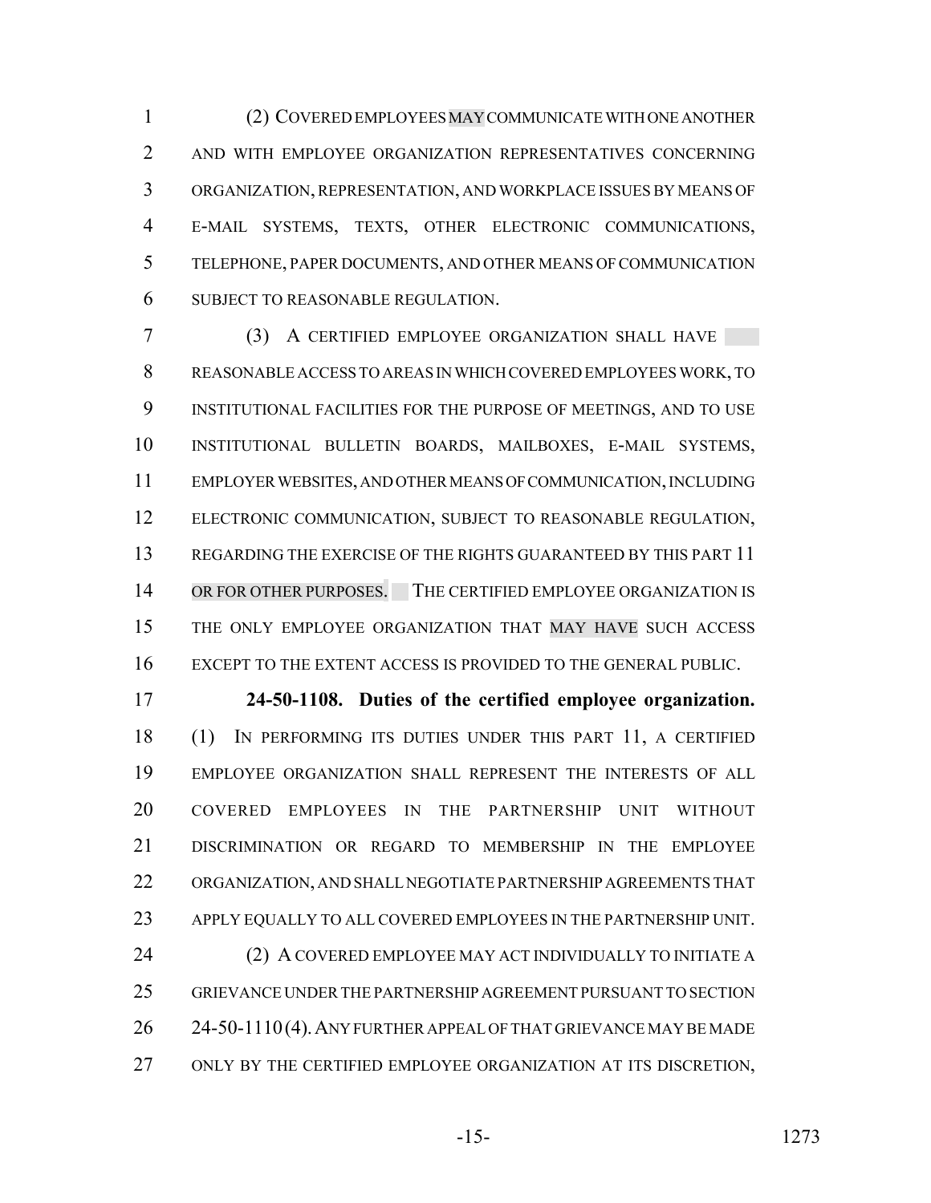(2) COVERED EMPLOYEES MAY COMMUNICATE WITH ONE ANOTHER AND WITH EMPLOYEE ORGANIZATION REPRESENTATIVES CONCERNING ORGANIZATION, REPRESENTATION, AND WORKPLACE ISSUES BY MEANS OF E-MAIL SYSTEMS, TEXTS, OTHER ELECTRONIC COMMUNICATIONS, TELEPHONE, PAPER DOCUMENTS, AND OTHER MEANS OF COMMUNICATION SUBJECT TO REASONABLE REGULATION.

(3) A CERTIFIED EMPLOYEE ORGANIZATION SHALL HAVE REASONABLE ACCESS TO AREAS IN WHICH COVERED EMPLOYEES WORK, TO INSTITUTIONAL FACILITIES FOR THE PURPOSE OF MEETINGS, AND TO USE INSTITUTIONAL BULLETIN BOARDS, MAILBOXES, E-MAIL SYSTEMS, EMPLOYER WEBSITES, AND OTHER MEANS OF COMMUNICATION, INCLUDING ELECTRONIC COMMUNICATION, SUBJECT TO REASONABLE REGULATION, REGARDING THE EXERCISE OF THE RIGHTS GUARANTEED BY THIS PART 11 OR FOR OTHER PURPOSES. THE CERTIFIED EMPLOYEE ORGANIZATION IS THE ONLY EMPLOYEE ORGANIZATION THAT MAY HAVE SUCH ACCESS EXCEPT TO THE EXTENT ACCESS IS PROVIDED TO THE GENERAL PUBLIC.

**24-50-1108. Duties of the certified employee organization.** (1) IN PERFORMING ITS DUTIES UNDER THIS PART 11, A CERTIFIED EMPLOYEE ORGANIZATION SHALL REPRESENT THE INTERESTS OF ALL COVERED EMPLOYEES IN THE PARTNERSHIP UNIT WITHOUT DISCRIMINATION OR REGARD TO MEMBERSHIP IN THE EMPLOYEE ORGANIZATION, AND SHALL NEGOTIATE PARTNERSHIP AGREEMENTS THAT APPLY EQUALLY TO ALL COVERED EMPLOYEES IN THE PARTNERSHIP UNIT.

(2) A COVERED EMPLOYEE MAY ACT INDIVIDUALLY TO INITIATE A GRIEVANCE UNDER THE PARTNERSHIP AGREEMENT PURSUANT TO SECTION 24-50-1110 (4). ANY FURTHER APPEAL OF THAT GRIEVANCE MAY BE MADE ONLY BY THE CERTIFIED EMPLOYEE ORGANIZATION AT ITS DISCRETION,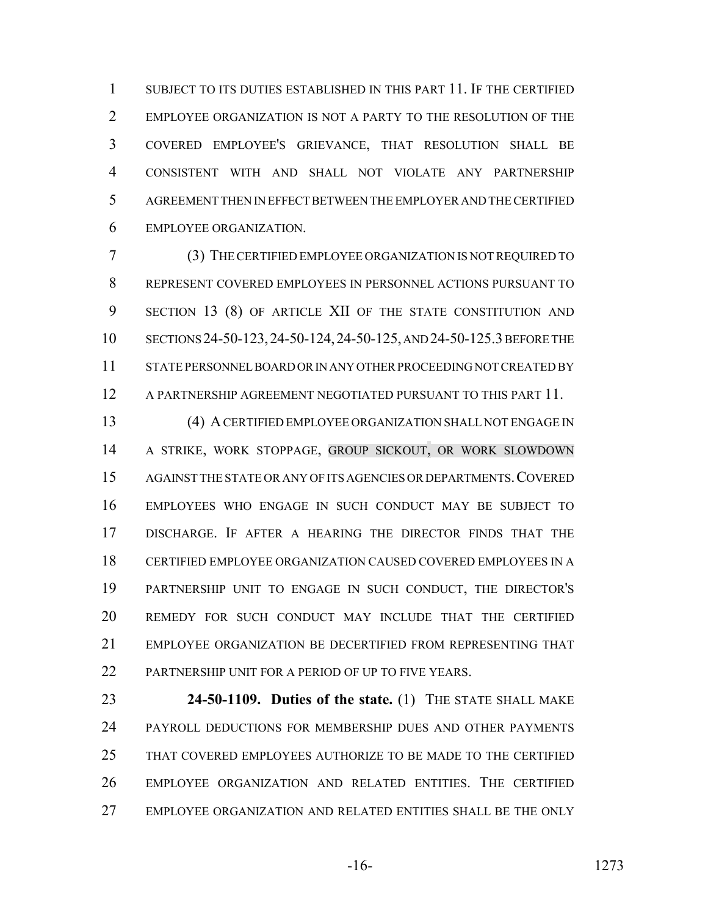SUBJECT TO ITS DUTIES ESTABLISHED IN THIS PART 11. IF THE CERTIFIED EMPLOYEE ORGANIZATION IS NOT A PARTY TO THE RESOLUTION OF THE COVERED EMPLOYEE'S GRIEVANCE, THAT RESOLUTION SHALL BE CONSISTENT WITH AND SHALL NOT VIOLATE ANY PARTNERSHIP AGREEMENT THEN IN EFFECT BETWEEN THE EMPLOYER AND THE CERTIFIED EMPLOYEE ORGANIZATION.

(3) THE CERTIFIED EMPLOYEE ORGANIZATION IS NOT REQUIRED TO REPRESENT COVERED EMPLOYEES IN PERSONNEL ACTIONS PURSUANT TO SECTION 13 (8) OF ARTICLE XII OF THE STATE CONSTITUTION AND SECTIONS 24-50-123, 24-50-124, 24-50-125, AND 24-50-125.3 BEFORE THE STATE PERSONNEL BOARD OR IN ANY OTHER PROCEEDING NOT CREATED BY A PARTNERSHIP AGREEMENT NEGOTIATED PURSUANT TO THIS PART 11.

(4) A CERTIFIED EMPLOYEE ORGANIZATION SHALL NOT ENGAGE IN A STRIKE, WORK STOPPAGE, GROUP SICKOUT, OR WORK SLOWDOWN AGAINST THE STATE OR ANY OF ITS AGENCIES OR DEPARTMENTS. COVERED EMPLOYEES WHO ENGAGE IN SUCH CONDUCT MAY BE SUBJECT TO DISCHARGE. IF AFTER A HEARING THE DIRECTOR FINDS THAT THE CERTIFIED EMPLOYEE ORGANIZATION CAUSED COVERED EMPLOYEES IN A PARTNERSHIP UNIT TO ENGAGE IN SUCH CONDUCT, THE DIRECTOR'S REMEDY FOR SUCH CONDUCT MAY INCLUDE THAT THE CERTIFIED EMPLOYEE ORGANIZATION BE DECERTIFIED FROM REPRESENTING THAT PARTNERSHIP UNIT FOR A PERIOD OF UP TO FIVE YEARS.

**24-50-1109. Duties of the state.** (1) THE STATE SHALL MAKE PAYROLL DEDUCTIONS FOR MEMBERSHIP DUES AND OTHER PAYMENTS THAT COVERED EMPLOYEES AUTHORIZE TO BE MADE TO THE CERTIFIED EMPLOYEE ORGANIZATION AND RELATED ENTITIES. THE CERTIFIED EMPLOYEE ORGANIZATION AND RELATED ENTITIES SHALL BE THE ONLY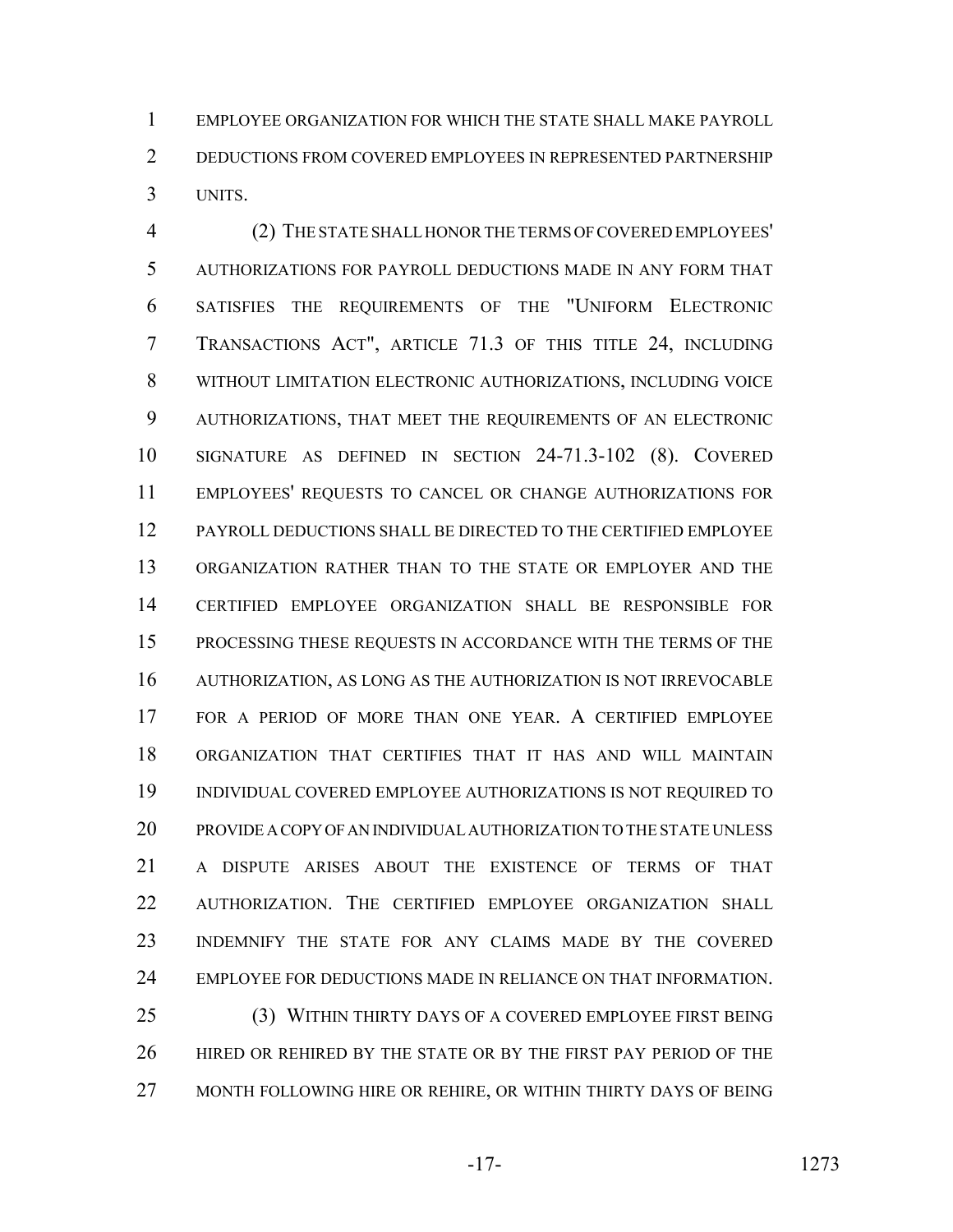EMPLOYEE ORGANIZATION FOR WHICH THE STATE SHALL MAKE PAYROLL DEDUCTIONS FROM COVERED EMPLOYEES IN REPRESENTED PARTNERSHIP UNITS.

(2) THE STATE SHALL HONOR THE TERMS OF COVERED EMPLOYEES' AUTHORIZATIONS FOR PAYROLL DEDUCTIONS MADE IN ANY FORM THAT SATISFIES THE REQUIREMENTS OF THE "UNIFORM ELECTRONIC TRANSACTIONS ACT", ARTICLE 71.3 OF THIS TITLE 24, INCLUDING WITHOUT LIMITATION ELECTRONIC AUTHORIZATIONS, INCLUDING VOICE AUTHORIZATIONS, THAT MEET THE REQUIREMENTS OF AN ELECTRONIC SIGNATURE AS DEFINED IN SECTION 24-71.3-102 (8). COVERED EMPLOYEES' REQUESTS TO CANCEL OR CHANGE AUTHORIZATIONS FOR PAYROLL DEDUCTIONS SHALL BE DIRECTED TO THE CERTIFIED EMPLOYEE ORGANIZATION RATHER THAN TO THE STATE OR EMPLOYER AND THE CERTIFIED EMPLOYEE ORGANIZATION SHALL BE RESPONSIBLE FOR PROCESSING THESE REQUESTS IN ACCORDANCE WITH THE TERMS OF THE AUTHORIZATION, AS LONG AS THE AUTHORIZATION IS NOT IRREVOCABLE FOR A PERIOD OF MORE THAN ONE YEAR. A CERTIFIED EMPLOYEE ORGANIZATION THAT CERTIFIES THAT IT HAS AND WILL MAINTAIN INDIVIDUAL COVERED EMPLOYEE AUTHORIZATIONS IS NOT REQUIRED TO PROVIDE A COPY OF AN INDIVIDUAL AUTHORIZATION TO THE STATE UNLESS A DISPUTE ARISES ABOUT THE EXISTENCE OF TERMS OF THAT AUTHORIZATION. THE CERTIFIED EMPLOYEE ORGANIZATION SHALL INDEMNIFY THE STATE FOR ANY CLAIMS MADE BY THE COVERED EMPLOYEE FOR DEDUCTIONS MADE IN RELIANCE ON THAT INFORMATION.

(3) WITHIN THIRTY DAYS OF A COVERED EMPLOYEE FIRST BEING HIRED OR REHIRED BY THE STATE OR BY THE FIRST PAY PERIOD OF THE MONTH FOLLOWING HIRE OR REHIRE, OR WITHIN THIRTY DAYS OF BEING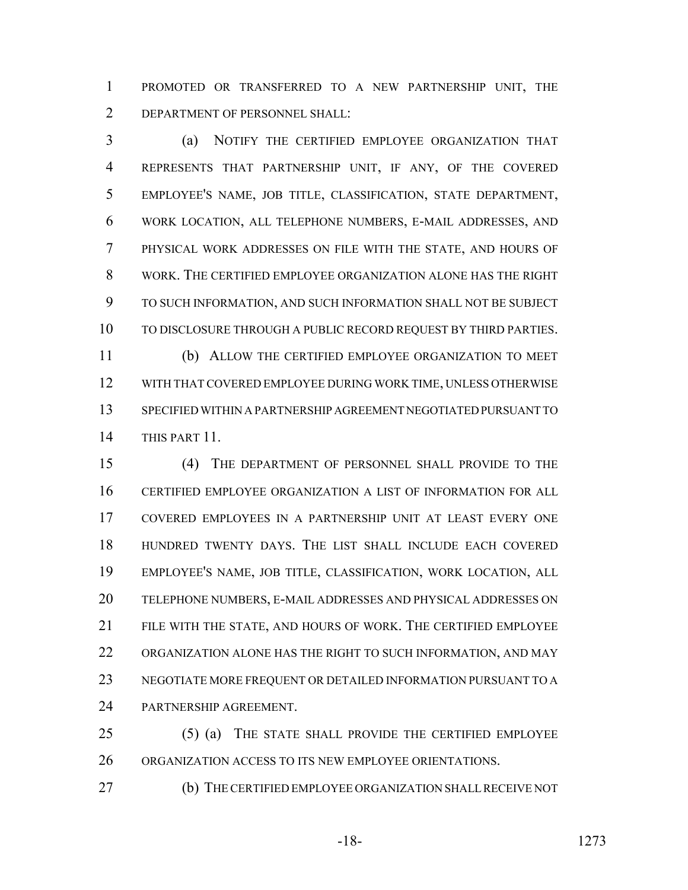PROMOTED OR TRANSFERRED TO A NEW PARTNERSHIP UNIT, THE DEPARTMENT OF PERSONNEL SHALL:

(a) NOTIFY THE CERTIFIED EMPLOYEE ORGANIZATION THAT REPRESENTS THAT PARTNERSHIP UNIT, IF ANY, OF THE COVERED EMPLOYEE'S NAME, JOB TITLE, CLASSIFICATION, STATE DEPARTMENT, WORK LOCATION, ALL TELEPHONE NUMBERS, E-MAIL ADDRESSES, AND PHYSICAL WORK ADDRESSES ON FILE WITH THE STATE, AND HOURS OF WORK. THE CERTIFIED EMPLOYEE ORGANIZATION ALONE HAS THE RIGHT TO SUCH INFORMATION, AND SUCH INFORMATION SHALL NOT BE SUBJECT TO DISCLOSURE THROUGH A PUBLIC RECORD REQUEST BY THIRD PARTIES.

(b) ALLOW THE CERTIFIED EMPLOYEE ORGANIZATION TO MEET WITH THAT COVERED EMPLOYEE DURING WORK TIME, UNLESS OTHERWISE SPECIFIED WITHIN A PARTNERSHIP AGREEMENT NEGOTIATED PURSUANT TO THIS PART 11.

(4) THE DEPARTMENT OF PERSONNEL SHALL PROVIDE TO THE CERTIFIED EMPLOYEE ORGANIZATION A LIST OF INFORMATION FOR ALL COVERED EMPLOYEES IN A PARTNERSHIP UNIT AT LEAST EVERY ONE HUNDRED TWENTY DAYS. THE LIST SHALL INCLUDE EACH COVERED EMPLOYEE'S NAME, JOB TITLE, CLASSIFICATION, WORK LOCATION, ALL TELEPHONE NUMBERS, E-MAIL ADDRESSES AND PHYSICAL ADDRESSES ON FILE WITH THE STATE, AND HOURS OF WORK. THE CERTIFIED EMPLOYEE ORGANIZATION ALONE HAS THE RIGHT TO SUCH INFORMATION, AND MAY NEGOTIATE MORE FREQUENT OR DETAILED INFORMATION PURSUANT TO A PARTNERSHIP AGREEMENT.

(5) (a) THE STATE SHALL PROVIDE THE CERTIFIED EMPLOYEE ORGANIZATION ACCESS TO ITS NEW EMPLOYEE ORIENTATIONS.

(b) THE CERTIFIED EMPLOYEE ORGANIZATION SHALL RECEIVE NOT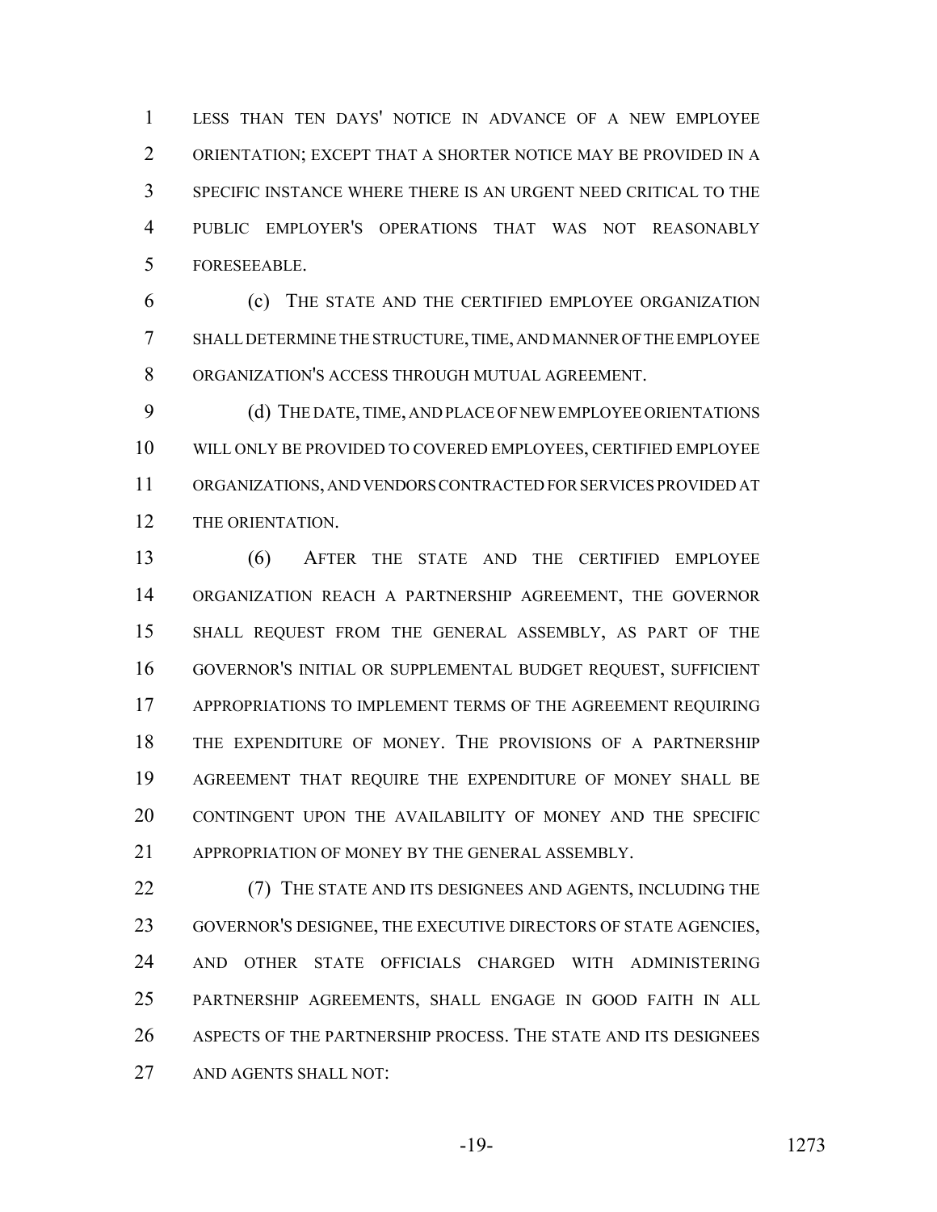LESS THAN TEN DAYS' NOTICE IN ADVANCE OF A NEW EMPLOYEE ORIENTATION; EXCEPT THAT A SHORTER NOTICE MAY BE PROVIDED IN A SPECIFIC INSTANCE WHERE THERE IS AN URGENT NEED CRITICAL TO THE PUBLIC EMPLOYER'S OPERATIONS THAT WAS NOT REASONABLY FORESEEABLE.

(c) THE STATE AND THE CERTIFIED EMPLOYEE ORGANIZATION SHALL DETERMINE THE STRUCTURE, TIME, AND MANNER OF THE EMPLOYEE ORGANIZATION'S ACCESS THROUGH MUTUAL AGREEMENT.

(d) THE DATE, TIME, AND PLACE OF NEW EMPLOYEE ORIENTATIONS WILL ONLY BE PROVIDED TO COVERED EMPLOYEES, CERTIFIED EMPLOYEE ORGANIZATIONS, AND VENDORS CONTRACTED FOR SERVICES PROVIDED AT THE ORIENTATION.

(6) AFTER THE STATE AND THE CERTIFIED EMPLOYEE ORGANIZATION REACH A PARTNERSHIP AGREEMENT, THE GOVERNOR SHALL REQUEST FROM THE GENERAL ASSEMBLY, AS PART OF THE GOVERNOR'S INITIAL OR SUPPLEMENTAL BUDGET REQUEST, SUFFICIENT APPROPRIATIONS TO IMPLEMENT TERMS OF THE AGREEMENT REQUIRING THE EXPENDITURE OF MONEY. THE PROVISIONS OF A PARTNERSHIP AGREEMENT THAT REQUIRE THE EXPENDITURE OF MONEY SHALL BE CONTINGENT UPON THE AVAILABILITY OF MONEY AND THE SPECIFIC APPROPRIATION OF MONEY BY THE GENERAL ASSEMBLY.

(7) THE STATE AND ITS DESIGNEES AND AGENTS, INCLUDING THE GOVERNOR'S DESIGNEE, THE EXECUTIVE DIRECTORS OF STATE AGENCIES, AND OTHER STATE OFFICIALS CHARGED WITH ADMINISTERING PARTNERSHIP AGREEMENTS, SHALL ENGAGE IN GOOD FAITH IN ALL ASPECTS OF THE PARTNERSHIP PROCESS. THE STATE AND ITS DESIGNEES AND AGENTS SHALL NOT: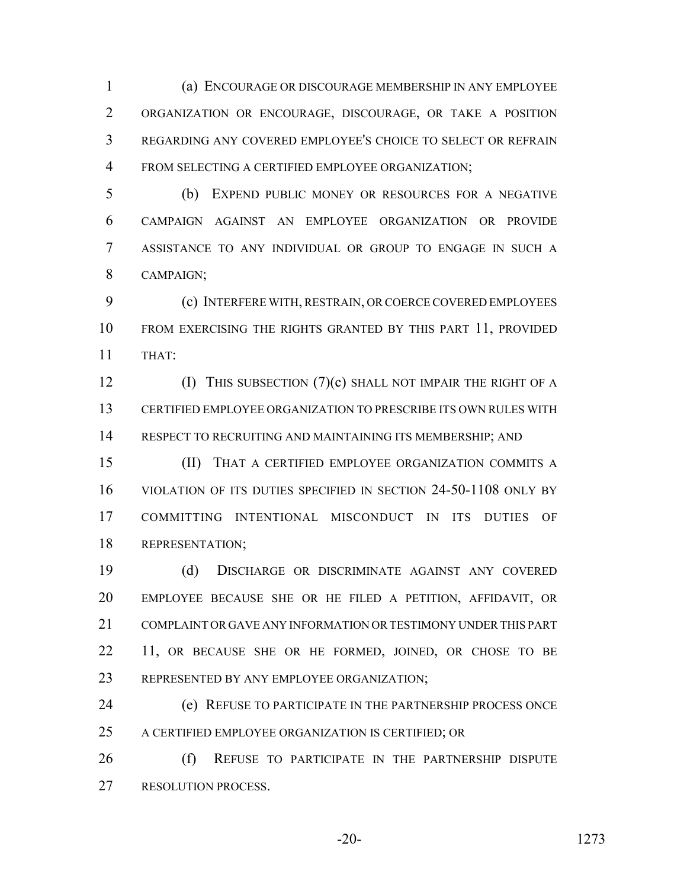(a) ENCOURAGE OR DISCOURAGE MEMBERSHIP IN ANY EMPLOYEE ORGANIZATION OR ENCOURAGE, DISCOURAGE, OR TAKE A POSITION REGARDING ANY COVERED EMPLOYEE'S CHOICE TO SELECT OR REFRAIN FROM SELECTING A CERTIFIED EMPLOYEE ORGANIZATION;

(b) EXPEND PUBLIC MONEY OR RESOURCES FOR A NEGATIVE CAMPAIGN AGAINST AN EMPLOYEE ORGANIZATION OR PROVIDE ASSISTANCE TO ANY INDIVIDUAL OR GROUP TO ENGAGE IN SUCH A CAMPAIGN;

(c) INTERFERE WITH, RESTRAIN, OR COERCE COVERED EMPLOYEES FROM EXERCISING THE RIGHTS GRANTED BY THIS PART 11, PROVIDED THAT:

(I) THIS SUBSECTION (7)(c) SHALL NOT IMPAIR THE RIGHT OF A CERTIFIED EMPLOYEE ORGANIZATION TO PRESCRIBE ITS OWN RULES WITH RESPECT TO RECRUITING AND MAINTAINING ITS MEMBERSHIP; AND

(II) THAT A CERTIFIED EMPLOYEE ORGANIZATION COMMITS A VIOLATION OF ITS DUTIES SPECIFIED IN SECTION 24-50-1108 ONLY BY COMMITTING INTENTIONAL MISCONDUCT IN ITS DUTIES OF REPRESENTATION;

(d) DISCHARGE OR DISCRIMINATE AGAINST ANY COVERED EMPLOYEE BECAUSE SHE OR HE FILED A PETITION, AFFIDAVIT, OR COMPLAINT OR GAVE ANY INFORMATION OR TESTIMONY UNDER THIS PART 11, OR BECAUSE SHE OR HE FORMED, JOINED, OR CHOSE TO BE REPRESENTED BY ANY EMPLOYEE ORGANIZATION;

(e) REFUSE TO PARTICIPATE IN THE PARTNERSHIP PROCESS ONCE A CERTIFIED EMPLOYEE ORGANIZATION IS CERTIFIED; OR

(f) REFUSE TO PARTICIPATE IN THE PARTNERSHIP DISPUTE RESOLUTION PROCESS.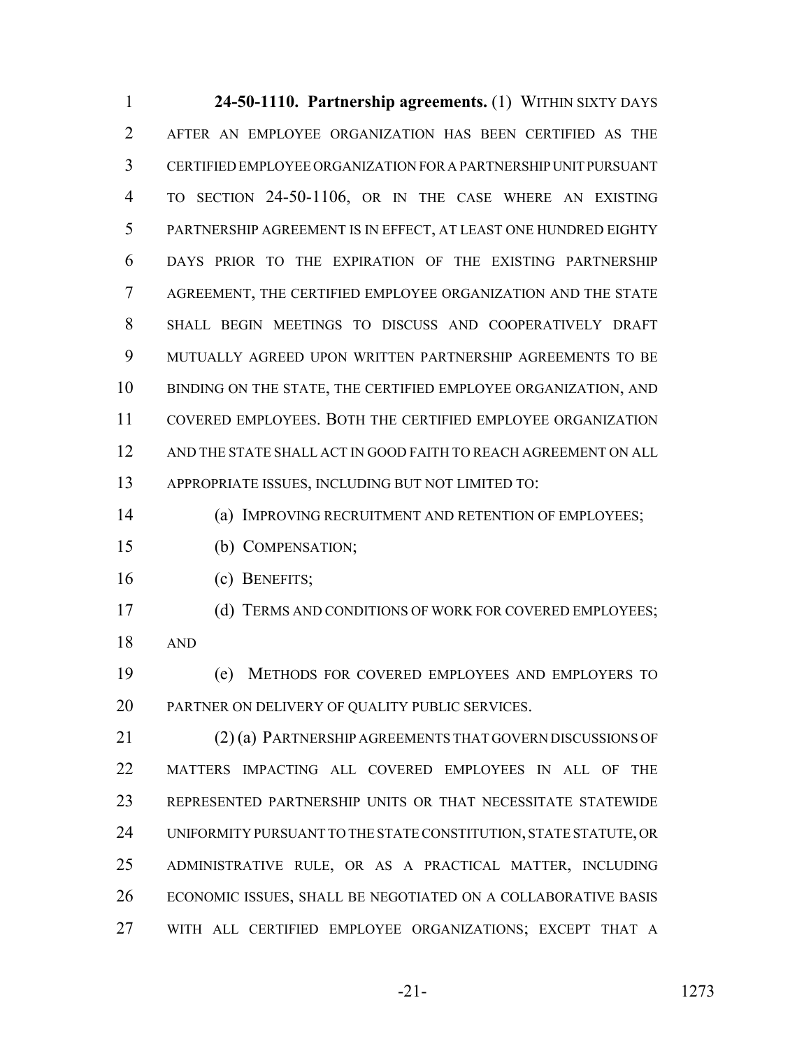**24-50-1110. Partnership agreements.** (1) WITHIN SIXTY DAYS AFTER AN EMPLOYEE ORGANIZATION HAS BEEN CERTIFIED AS THE CERTIFIED EMPLOYEE ORGANIZATION FOR A PARTNERSHIP UNIT PURSUANT TO SECTION 24-50-1106, OR IN THE CASE WHERE AN EXISTING PARTNERSHIP AGREEMENT IS IN EFFECT, AT LEAST ONE HUNDRED EIGHTY DAYS PRIOR TO THE EXPIRATION OF THE EXISTING PARTNERSHIP AGREEMENT, THE CERTIFIED EMPLOYEE ORGANIZATION AND THE STATE SHALL BEGIN MEETINGS TO DISCUSS AND COOPERATIVELY DRAFT MUTUALLY AGREED UPON WRITTEN PARTNERSHIP AGREEMENTS TO BE BINDING ON THE STATE, THE CERTIFIED EMPLOYEE ORGANIZATION, AND COVERED EMPLOYEES. BOTH THE CERTIFIED EMPLOYEE ORGANIZATION AND THE STATE SHALL ACT IN GOOD FAITH TO REACH AGREEMENT ON ALL APPROPRIATE ISSUES, INCLUDING BUT NOT LIMITED TO:

(a) IMPROVING RECRUITMENT AND RETENTION OF EMPLOYEES;

(b) COMPENSATION;

(c) BENEFITS;

(d) TERMS AND CONDITIONS OF WORK FOR COVERED EMPLOYEES; AND

(e) METHODS FOR COVERED EMPLOYEES AND EMPLOYERS TO PARTNER ON DELIVERY OF QUALITY PUBLIC SERVICES.

(2) (a) PARTNERSHIP AGREEMENTS THAT GOVERN DISCUSSIONS OF MATTERS IMPACTING ALL COVERED EMPLOYEES IN ALL OF THE REPRESENTED PARTNERSHIP UNITS OR THAT NECESSITATE STATEWIDE UNIFORMITY PURSUANT TO THE STATE CONSTITUTION, STATE STATUTE, OR ADMINISTRATIVE RULE, OR AS A PRACTICAL MATTER, INCLUDING ECONOMIC ISSUES, SHALL BE NEGOTIATED ON A COLLABORATIVE BASIS WITH ALL CERTIFIED EMPLOYEE ORGANIZATIONS; EXCEPT THAT A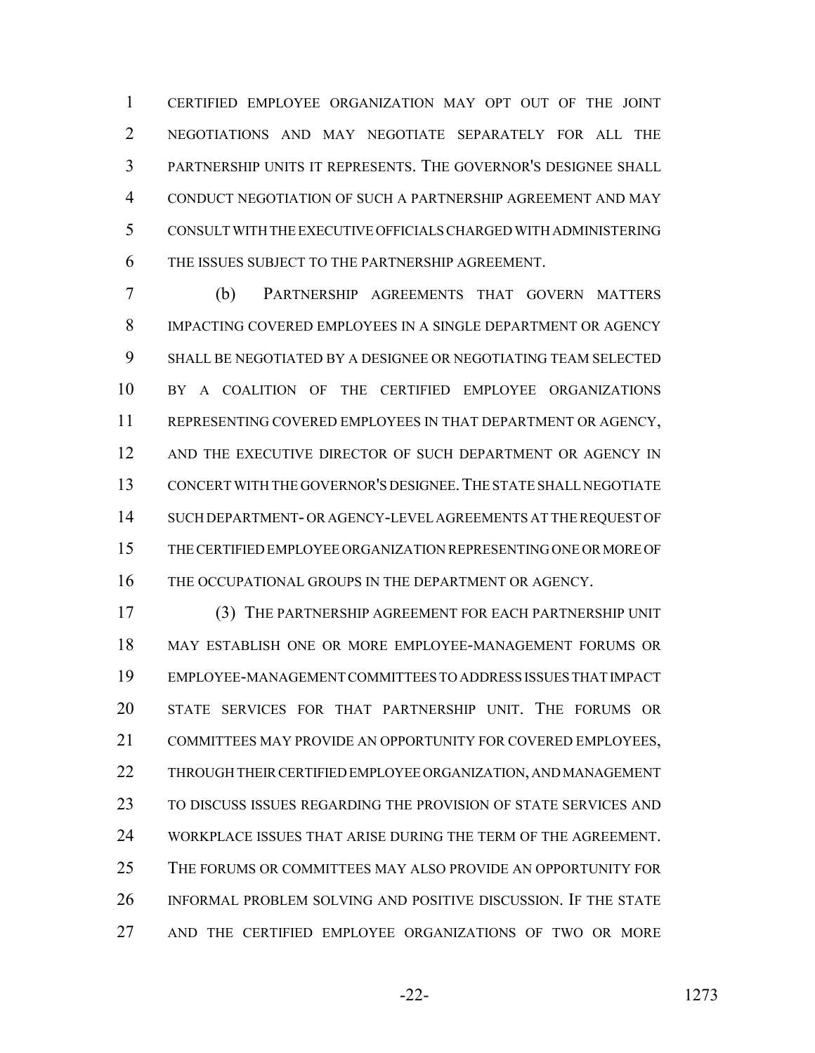CERTIFIED EMPLOYEE ORGANIZATION MAY OPT OUT OF THE JOINT NEGOTIATIONS AND MAY NEGOTIATE SEPARATELY FOR ALL THE PARTNERSHIP UNITS IT REPRESENTS. THE GOVERNOR'S DESIGNEE SHALL CONDUCT NEGOTIATION OF SUCH A PARTNERSHIP AGREEMENT AND MAY CONSULT WITH THE EXECUTIVE OFFICIALS CHARGED WITH ADMINISTERING THE ISSUES SUBJECT TO THE PARTNERSHIP AGREEMENT.

(b) PARTNERSHIP AGREEMENTS THAT GOVERN MATTERS IMPACTING COVERED EMPLOYEES IN A SINGLE DEPARTMENT OR AGENCY SHALL BE NEGOTIATED BY A DESIGNEE OR NEGOTIATING TEAM SELECTED BY A COALITION OF THE CERTIFIED EMPLOYEE ORGANIZATIONS REPRESENTING COVERED EMPLOYEES IN THAT DEPARTMENT OR AGENCY, AND THE EXECUTIVE DIRECTOR OF SUCH DEPARTMENT OR AGENCY IN CONCERT WITH THE GOVERNOR'S DESIGNEE. THE STATE SHALL NEGOTIATE SUCH DEPARTMENT- OR AGENCY-LEVEL AGREEMENTS AT THE REQUEST OF THE CERTIFIED EMPLOYEE ORGANIZATION REPRESENTING ONE OR MORE OF THE OCCUPATIONAL GROUPS IN THE DEPARTMENT OR AGENCY.

(3) THE PARTNERSHIP AGREEMENT FOR EACH PARTNERSHIP UNIT MAY ESTABLISH ONE OR MORE EMPLOYEE-MANAGEMENT FORUMS OR EMPLOYEE-MANAGEMENT COMMITTEES TO ADDRESS ISSUES THAT IMPACT STATE SERVICES FOR THAT PARTNERSHIP UNIT. THE FORUMS OR COMMITTEES MAY PROVIDE AN OPPORTUNITY FOR COVERED EMPLOYEES, THROUGH THEIR CERTIFIED EMPLOYEE ORGANIZATION, AND MANAGEMENT TO DISCUSS ISSUES REGARDING THE PROVISION OF STATE SERVICES AND WORKPLACE ISSUES THAT ARISE DURING THE TERM OF THE AGREEMENT. THE FORUMS OR COMMITTEES MAY ALSO PROVIDE AN OPPORTUNITY FOR INFORMAL PROBLEM SOLVING AND POSITIVE DISCUSSION. IF THE STATE AND THE CERTIFIED EMPLOYEE ORGANIZATIONS OF TWO OR MORE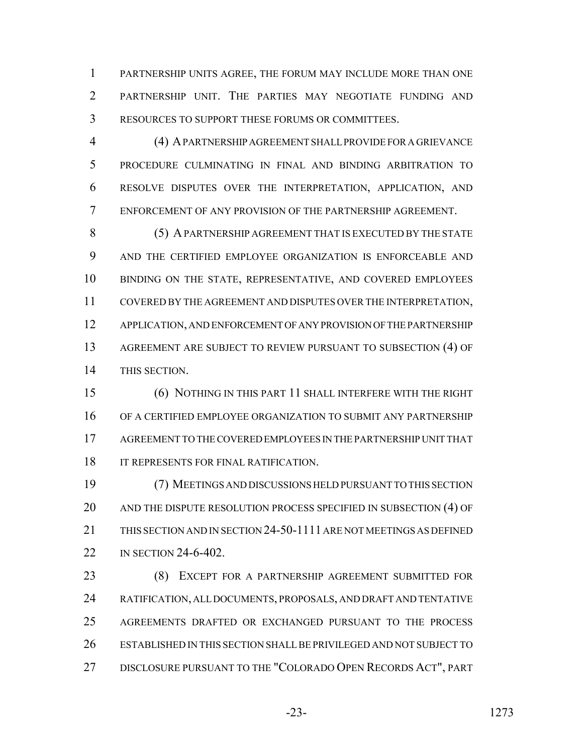PARTNERSHIP UNITS AGREE, THE FORUM MAY INCLUDE MORE THAN ONE PARTNERSHIP UNIT. THE PARTIES MAY NEGOTIATE FUNDING AND RESOURCES TO SUPPORT THESE FORUMS OR COMMITTEES.

(4) A PARTNERSHIP AGREEMENT SHALL PROVIDE FOR A GRIEVANCE PROCEDURE CULMINATING IN FINAL AND BINDING ARBITRATION TO RESOLVE DISPUTES OVER THE INTERPRETATION, APPLICATION, AND ENFORCEMENT OF ANY PROVISION OF THE PARTNERSHIP AGREEMENT.

(5) A PARTNERSHIP AGREEMENT THAT IS EXECUTED BY THE STATE AND THE CERTIFIED EMPLOYEE ORGANIZATION IS ENFORCEABLE AND BINDING ON THE STATE, REPRESENTATIVE, AND COVERED EMPLOYEES COVERED BY THE AGREEMENT AND DISPUTES OVER THE INTERPRETATION, APPLICATION, AND ENFORCEMENT OF ANY PROVISION OF THE PARTNERSHIP AGREEMENT ARE SUBJECT TO REVIEW PURSUANT TO SUBSECTION (4) OF THIS SECTION.

(6) NOTHING IN THIS PART 11 SHALL INTERFERE WITH THE RIGHT OF A CERTIFIED EMPLOYEE ORGANIZATION TO SUBMIT ANY PARTNERSHIP AGREEMENT TO THE COVERED EMPLOYEES IN THE PARTNERSHIP UNIT THAT IT REPRESENTS FOR FINAL RATIFICATION.

(7) MEETINGS AND DISCUSSIONS HELD PURSUANT TO THIS SECTION AND THE DISPUTE RESOLUTION PROCESS SPECIFIED IN SUBSECTION (4) OF THIS SECTION AND IN SECTION 24-50-1111 ARE NOT MEETINGS AS DEFINED IN SECTION 24-6-402.

(8) EXCEPT FOR A PARTNERSHIP AGREEMENT SUBMITTED FOR RATIFICATION, ALL DOCUMENTS, PROPOSALS, AND DRAFT AND TENTATIVE AGREEMENTS DRAFTED OR EXCHANGED PURSUANT TO THE PROCESS ESTABLISHED IN THIS SECTION SHALL BE PRIVILEGED AND NOT SUBJECT TO DISCLOSURE PURSUANT TO THE "COLORADO OPEN RECORDS ACT", PART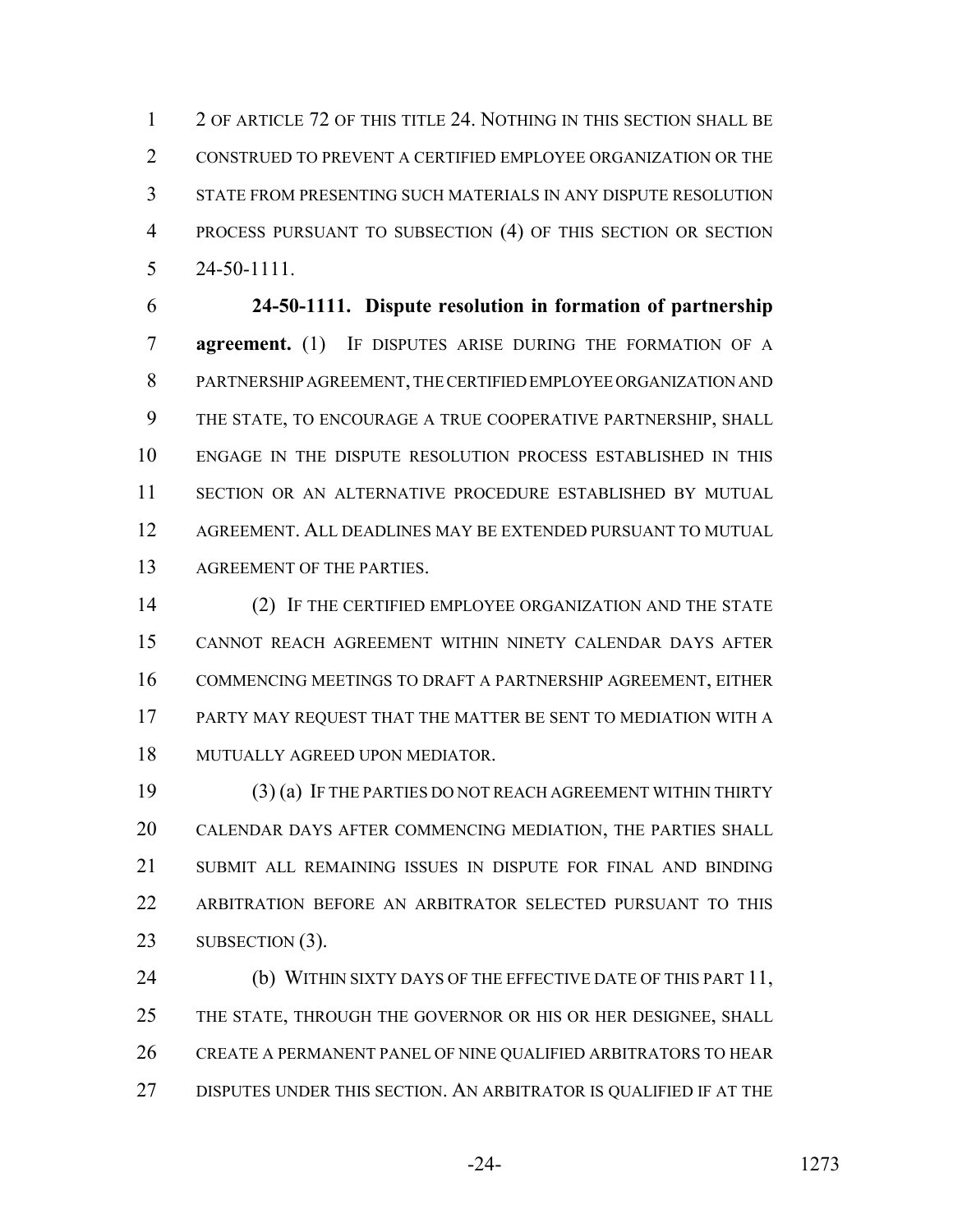2 OF ARTICLE 72 OF THIS TITLE 24. NOTHING IN THIS SECTION SHALL BE CONSTRUED TO PREVENT A CERTIFIED EMPLOYEE ORGANIZATION OR THE STATE FROM PRESENTING SUCH MATERIALS IN ANY DISPUTE RESOLUTION PROCESS PURSUANT TO SUBSECTION (4) OF THIS SECTION OR SECTION 24-50-1111.

**24-50-1111. Dispute resolution in formation of partnership agreement.** (1) IF DISPUTES ARISE DURING THE FORMATION OF A PARTNERSHIP AGREEMENT, THE CERTIFIED EMPLOYEE ORGANIZATION AND THE STATE, TO ENCOURAGE A TRUE COOPERATIVE PARTNERSHIP, SHALL ENGAGE IN THE DISPUTE RESOLUTION PROCESS ESTABLISHED IN THIS SECTION OR AN ALTERNATIVE PROCEDURE ESTABLISHED BY MUTUAL AGREEMENT. ALL DEADLINES MAY BE EXTENDED PURSUANT TO MUTUAL AGREEMENT OF THE PARTIES.

(2) IF THE CERTIFIED EMPLOYEE ORGANIZATION AND THE STATE CANNOT REACH AGREEMENT WITHIN NINETY CALENDAR DAYS AFTER COMMENCING MEETINGS TO DRAFT A PARTNERSHIP AGREEMENT, EITHER PARTY MAY REQUEST THAT THE MATTER BE SENT TO MEDIATION WITH A MUTUALLY AGREED UPON MEDIATOR.

(3) (a) IF THE PARTIES DO NOT REACH AGREEMENT WITHIN THIRTY CALENDAR DAYS AFTER COMMENCING MEDIATION, THE PARTIES SHALL SUBMIT ALL REMAINING ISSUES IN DISPUTE FOR FINAL AND BINDING ARBITRATION BEFORE AN ARBITRATOR SELECTED PURSUANT TO THIS SUBSECTION (3).

(b) WITHIN SIXTY DAYS OF THE EFFECTIVE DATE OF THIS PART 11, THE STATE, THROUGH THE GOVERNOR OR HIS OR HER DESIGNEE, SHALL CREATE A PERMANENT PANEL OF NINE QUALIFIED ARBITRATORS TO HEAR DISPUTES UNDER THIS SECTION. AN ARBITRATOR IS QUALIFIED IF AT THE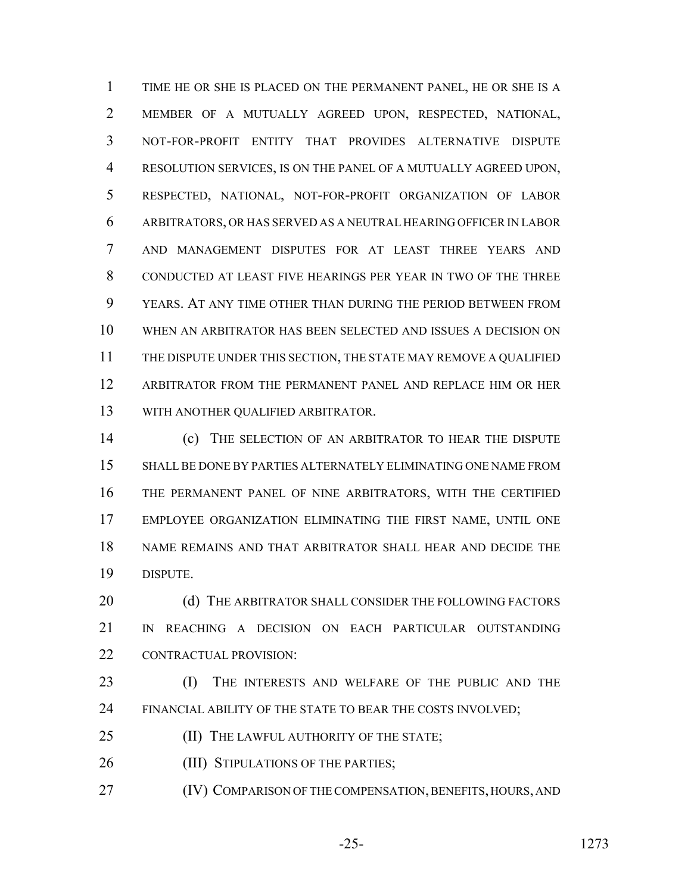TIME HE OR SHE IS PLACED ON THE PERMANENT PANEL, HE OR SHE IS A MEMBER OF A MUTUALLY AGREED UPON, RESPECTED, NATIONAL, NOT-FOR-PROFIT ENTITY THAT PROVIDES ALTERNATIVE DISPUTE RESOLUTION SERVICES, IS ON THE PANEL OF A MUTUALLY AGREED UPON, RESPECTED, NATIONAL, NOT-FOR-PROFIT ORGANIZATION OF LABOR ARBITRATORS, OR HAS SERVED AS A NEUTRAL HEARING OFFICER IN LABOR AND MANAGEMENT DISPUTES FOR AT LEAST THREE YEARS AND CONDUCTED AT LEAST FIVE HEARINGS PER YEAR IN TWO OF THE THREE YEARS. AT ANY TIME OTHER THAN DURING THE PERIOD BETWEEN FROM WHEN AN ARBITRATOR HAS BEEN SELECTED AND ISSUES A DECISION ON THE DISPUTE UNDER THIS SECTION, THE STATE MAY REMOVE A QUALIFIED ARBITRATOR FROM THE PERMANENT PANEL AND REPLACE HIM OR HER WITH ANOTHER QUALIFIED ARBITRATOR.

(c) THE SELECTION OF AN ARBITRATOR TO HEAR THE DISPUTE SHALL BE DONE BY PARTIES ALTERNATELY ELIMINATING ONE NAME FROM THE PERMANENT PANEL OF NINE ARBITRATORS, WITH THE CERTIFIED EMPLOYEE ORGANIZATION ELIMINATING THE FIRST NAME, UNTIL ONE NAME REMAINS AND THAT ARBITRATOR SHALL HEAR AND DECIDE THE DISPUTE.

(d) THE ARBITRATOR SHALL CONSIDER THE FOLLOWING FACTORS IN REACHING A DECISION ON EACH PARTICULAR OUTSTANDING CONTRACTUAL PROVISION:

(I) THE INTERESTS AND WELFARE OF THE PUBLIC AND THE FINANCIAL ABILITY OF THE STATE TO BEAR THE COSTS INVOLVED;

(II) THE LAWFUL AUTHORITY OF THE STATE;

(III) STIPULATIONS OF THE PARTIES;

(IV) COMPARISON OF THE COMPENSATION, BENEFITS, HOURS, AND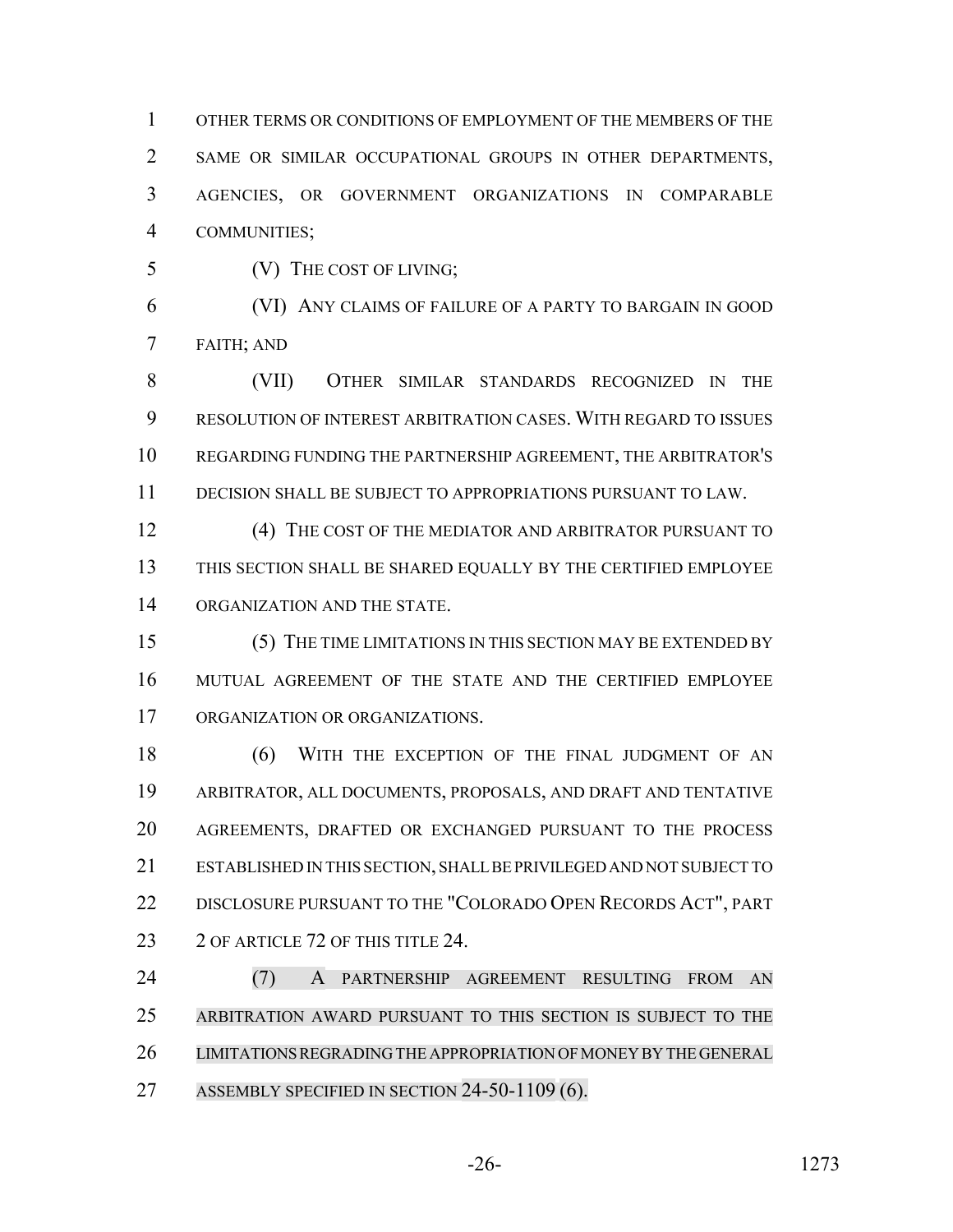OTHER TERMS OR CONDITIONS OF EMPLOYMENT OF THE MEMBERS OF THE SAME OR SIMILAR OCCUPATIONAL GROUPS IN OTHER DEPARTMENTS, AGENCIES, OR GOVERNMENT ORGANIZATIONS IN COMPARABLE COMMUNITIES;

(V) THE COST OF LIVING;

(VI) ANY CLAIMS OF FAILURE OF A PARTY TO BARGAIN IN GOOD FAITH; AND

(VII) OTHER SIMILAR STANDARDS RECOGNIZED IN THE RESOLUTION OF INTEREST ARBITRATION CASES. WITH REGARD TO ISSUES REGARDING FUNDING THE PARTNERSHIP AGREEMENT, THE ARBITRATOR'S DECISION SHALL BE SUBJECT TO APPROPRIATIONS PURSUANT TO LAW.

(4) THE COST OF THE MEDIATOR AND ARBITRATOR PURSUANT TO THIS SECTION SHALL BE SHARED EQUALLY BY THE CERTIFIED EMPLOYEE ORGANIZATION AND THE STATE.

(5) THE TIME LIMITATIONS IN THIS SECTION MAY BE EXTENDED BY MUTUAL AGREEMENT OF THE STATE AND THE CERTIFIED EMPLOYEE ORGANIZATION OR ORGANIZATIONS.

(6) WITH THE EXCEPTION OF THE FINAL JUDGMENT OF AN ARBITRATOR, ALL DOCUMENTS, PROPOSALS, AND DRAFT AND TENTATIVE AGREEMENTS, DRAFTED OR EXCHANGED PURSUANT TO THE PROCESS ESTABLISHED IN THIS SECTION, SHALL BE PRIVILEGED AND NOT SUBJECT TO DISCLOSURE PURSUANT TO THE "COLORADO OPEN RECORDS ACT", PART 2 OF ARTICLE 72 OF THIS TITLE 24.

(7) A PARTNERSHIP AGREEMENT RESULTING FROM AN ARBITRATION AWARD PURSUANT TO THIS SECTION IS SUBJECT TO THE LIMITATIONS REGARDING THE APPROPRIATION OF MONEY BY THE GENERAL ASSEMBLY SPECIFIED IN SECTION 24-50-1109 (6).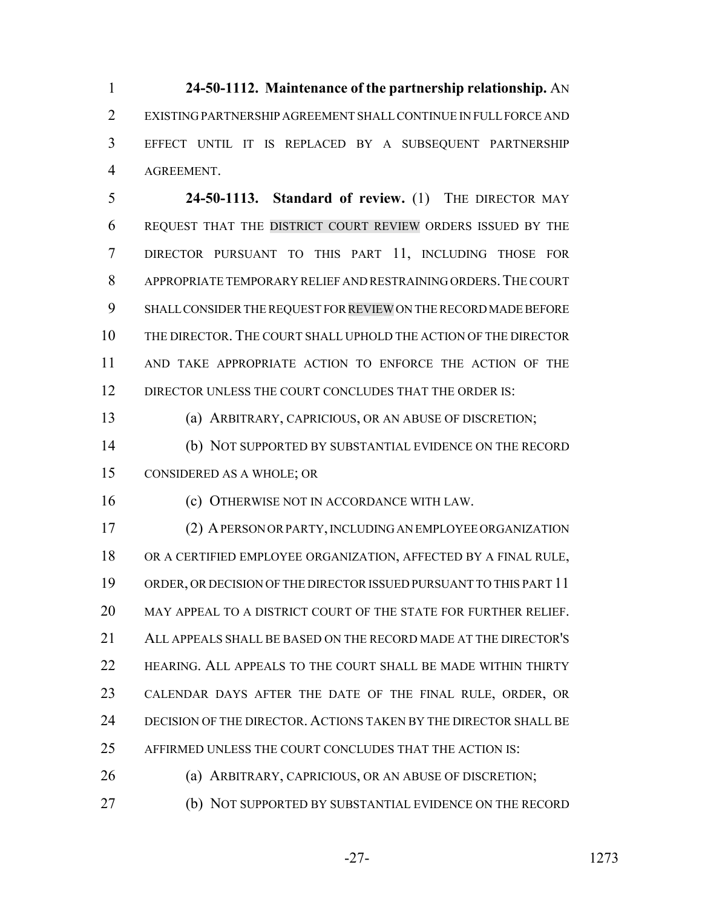**24-50-1112. Maintenance of the partnership relationship.** AN EXISTING PARTNERSHIP AGREEMENT SHALL CONTINUE IN FULL FORCE AND EFFECT UNTIL IT IS REPLACED BY A SUBSEQUENT PARTNERSHIP AGREEMENT.

**24-50-1113. Standard of review.** (1) THE DIRECTOR MAY REQUEST THAT THE DISTRICT COURT REVIEW ORDERS ISSUED BY THE DIRECTOR PURSUANT TO THIS PART 11, INCLUDING THOSE FOR APPROPRIATE TEMPORARY RELIEF AND RESTRAINING ORDERS. THE COURT SHALL CONSIDER THE REQUEST FOR REVIEW ON THE RECORD MADE BEFORE THE DIRECTOR. THE COURT SHALL UPHOLD THE ACTION OF THE DIRECTOR AND TAKE APPROPRIATE ACTION TO ENFORCE THE ACTION OF THE DIRECTOR UNLESS THE COURT CONCLUDES THAT THE ORDER IS:

(a) ARBITRARY, CAPRICIOUS, OR AN ABUSE OF DISCRETION;

(b) NOT SUPPORTED BY SUBSTANTIAL EVIDENCE ON THE RECORD CONSIDERED AS A WHOLE; OR

(c) OTHERWISE NOT IN ACCORDANCE WITH LAW.

(2) A PERSON OR PARTY, INCLUDING AN EMPLOYEE ORGANIZATION OR A CERTIFIED EMPLOYEE ORGANIZATION, AFFECTED BY A FINAL RULE, ORDER, OR DECISION OF THE DIRECTOR ISSUED PURSUANT TO THIS PART 11 MAY APPEAL TO A DISTRICT COURT OF THE STATE FOR FURTHER RELIEF. ALL APPEALS SHALL BE BASED ON THE RECORD MADE AT THE DIRECTOR'S HEARING. ALL APPEALS TO THE COURT SHALL BE MADE WITHIN THIRTY CALENDAR DAYS AFTER THE DATE OF THE FINAL RULE, ORDER, OR DECISION OF THE DIRECTOR. ACTIONS TAKEN BY THE DIRECTOR SHALL BE AFFIRMED UNLESS THE COURT CONCLUDES THAT THE ACTION IS:

(a) ARBITRARY, CAPRICIOUS, OR AN ABUSE OF DISCRETION;

(b) NOT SUPPORTED BY SUBSTANTIAL EVIDENCE ON THE RECORD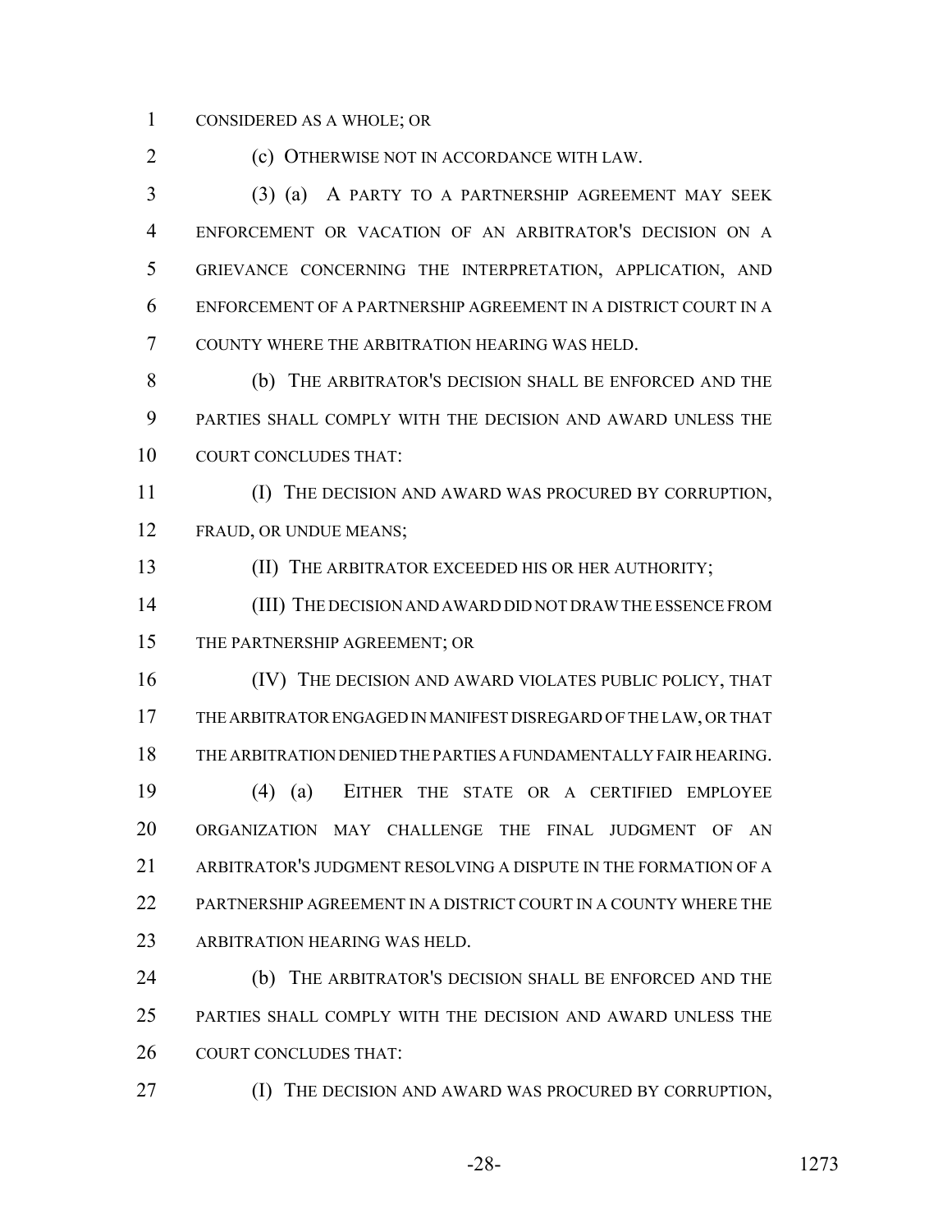CONSIDERED AS A WHOLE; OR

(c) OTHERWISE NOT IN ACCORDANCE WITH LAW.

(3) (a) A PARTY TO A PARTNERSHIP AGREEMENT MAY SEEK ENFORCEMENT OR VACATION OF AN ARBITRATOR'S DECISION ON A GRIEVANCE CONCERNING THE INTERPRETATION, APPLICATION, AND ENFORCEMENT OF A PARTNERSHIP AGREEMENT IN A DISTRICT COURT IN A COUNTY WHERE THE ARBITRATION HEARING WAS HELD.

(b) THE ARBITRATOR'S DECISION SHALL BE ENFORCED AND THE PARTIES SHALL COMPLY WITH THE DECISION AND AWARD UNLESS THE COURT CONCLUDES THAT:

(I) THE DECISION AND AWARD WAS PROCURED BY CORRUPTION, FRAUD, OR UNDUE MEANS;

(II) THE ARBITRATOR EXCEEDED HIS OR HER AUTHORITY;

(III) THE DECISION AND AWARD DID NOT DRAW THE ESSENCE FROM THE PARTNERSHIP AGREEMENT; OR

(IV) THE DECISION AND AWARD VIOLATES PUBLIC POLICY, THAT THE ARBITRATOR ENGAGED IN MANIFEST DISREGARD OF THE LAW, OR THAT THE ARBITRATION DENIED THE PARTIES A FUNDAMENTALLY FAIR HEARING.

(4) (a) EITHER THE STATE OR A CERTIFIED EMPLOYEE ORGANIZATION MAY CHALLENGE THE FINAL JUDGMENT OF AN ARBITRATOR'S JUDGMENT RESOLVING A DISPUTE IN THE FORMATION OF A PARTNERSHIP AGREEMENT IN A DISTRICT COURT IN A COUNTY WHERE THE ARBITRATION HEARING WAS HELD.

(b) THE ARBITRATOR'S DECISION SHALL BE ENFORCED AND THE PARTIES SHALL COMPLY WITH THE DECISION AND AWARD UNLESS THE COURT CONCLUDES THAT:

(I) THE DECISION AND AWARD WAS PROCURED BY CORRUPTION,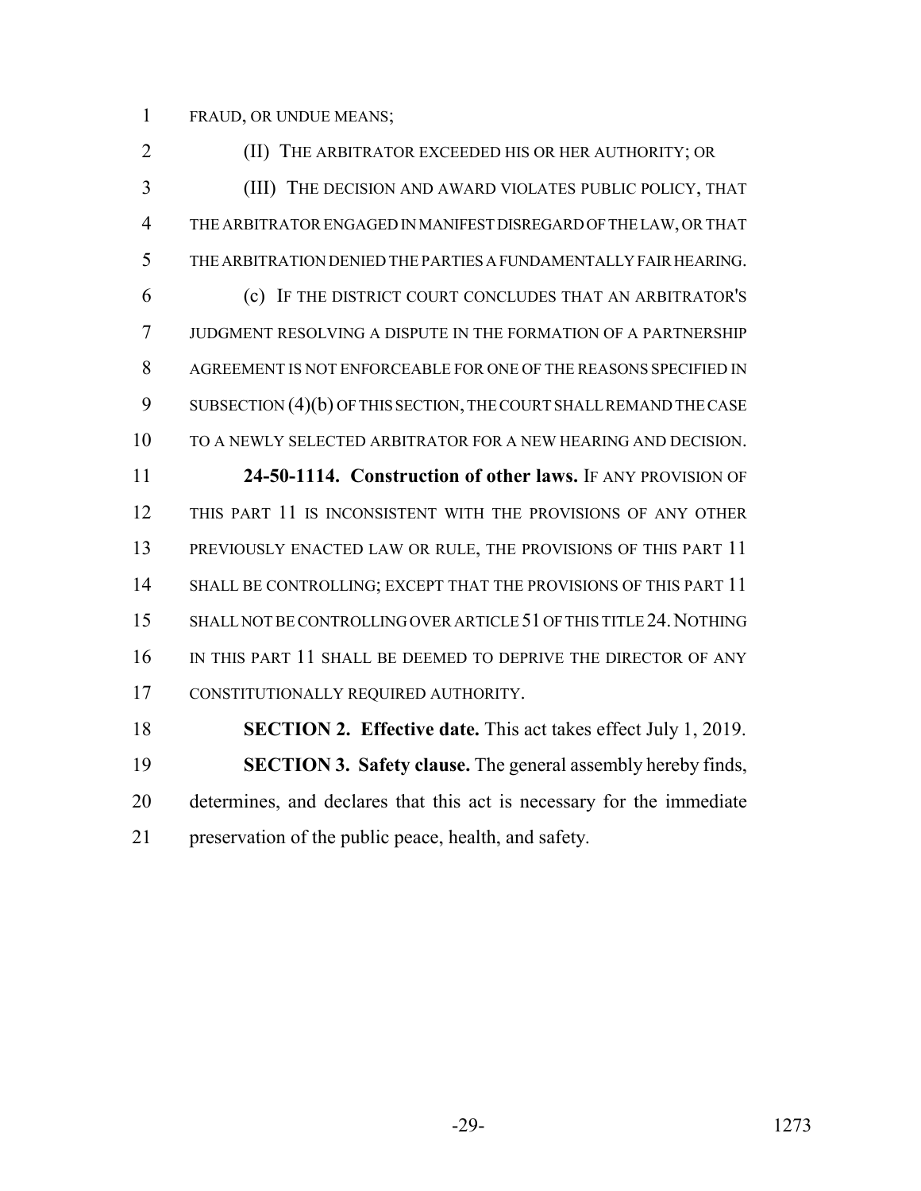FRAUD, OR UNDUE MEANS;

(II) THE ARBITRATOR EXCEEDED HIS OR HER AUTHORITY; OR

(III) THE DECISION AND AWARD VIOLATES PUBLIC POLICY, THAT THE ARBITRATOR ENGAGED IN MANIFEST DISREGARD OF THE LAW, OR THAT THE ARBITRATION DENIED THE PARTIES A FUNDAMENTALLY FAIR HEARING.

(c) IF THE DISTRICT COURT CONCLUDES THAT AN ARBITRATOR'S JUDGMENT RESOLVING A DISPUTE IN THE FORMATION OF A PARTNERSHIP AGREEMENT IS NOT ENFORCEABLE FOR ONE OF THE REASONS SPECIFIED IN SUBSECTION (4)(b) OF THIS SECTION, THE COURT SHALL REMAND THE CASE TO A NEWLY SELECTED ARBITRATOR FOR A NEW HEARING AND DECISION.

**24-50-1114. Construction of other laws.** IF ANY PROVISION OF THIS PART 11 IS INCONSISTENT WITH THE PROVISIONS OF ANY OTHER PREVIOUSLY ENACTED LAW OR RULE, THE PROVISIONS OF THIS PART 11 SHALL BE CONTROLLING; EXCEPT THAT THE PROVISIONS OF THIS PART 11 SHALL NOT BE CONTROLLING OVER ARTICLE 51 OF THIS TITLE 24. NOTHING IN THIS PART 11 SHALL BE DEEMED TO DEPRIVE THE DIRECTOR OF ANY CONSTITUTIONALLY REQUIRED AUTHORITY.

**SECTION 2. Effective date.** This act takes effect July 1, 2019.

**SECTION 3. Safety clause.** The general assembly hereby finds, determines, and declares that this act is necessary for the immediate preservation of the public peace, health, and safety.